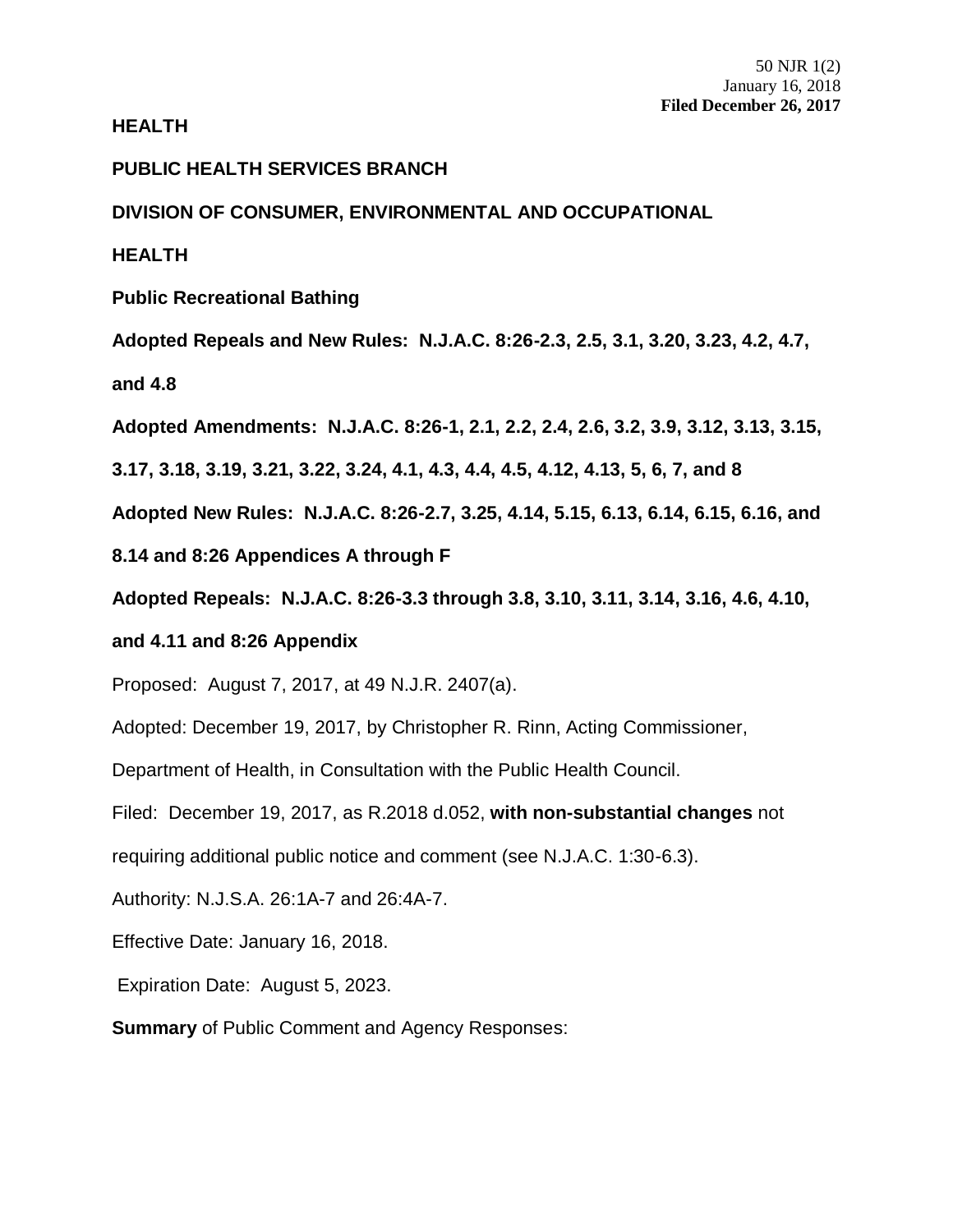50 NJR 1(2)
January 16, 2018
**Filed December 26, 2017**

**HEALTH**

**PUBLIC HEALTH SERVICES BRANCH**

**DIVISION OF CONSUMER, ENVIRONMENTAL AND OCCUPATIONAL HEALTH**

**Public Recreational Bathing**

**Adopted Repeals and New Rules: N.J.A.C. 8:26-2.3, 2.5, 3.1, 3.20, 3.23, 4.2, 4.7, and 4.8**

**Adopted Amendments: N.J.A.C. 8:26-1, 2.1, 2.2, 2.4, 2.6, 3.2, 3.9, 3.12, 3.13, 3.15, 3.17, 3.18, 3.19, 3.21, 3.22, 3.24, 4.1, 4.3, 4.4, 4.5, 4.12, 4.13, 5, 6, 7, and 8**

**Adopted New Rules: N.J.A.C. 8:26-2.7, 3.25, 4.14, 5.15, 6.13, 6.14, 6.15, 6.16, and 8.14 and 8:26 Appendices A through F**

**Adopted Repeals: N.J.A.C. 8:26-3.3 through 3.8, 3.10, 3.11, 3.14, 3.16, 4.6, 4.10, and 4.11 and 8:26 Appendix**

Proposed: August 7, 2017, at 49 N.J.R. 2407(a).

Adopted: December 19, 2017, by Christopher R. Rinn, Acting Commissioner, Department of Health, in Consultation with the Public Health Council.

Filed: December 19, 2017, as R.2018 d.052, **with non-substantial changes** not requiring additional public notice and comment (see N.J.A.C. 1:30-6.3).

Authority: N.J.S.A. 26:1A-7 and 26:4A-7.

Effective Date: January 16, 2018.

Expiration Date: August 5, 2023.

**Summary** of Public Comment and Agency Responses: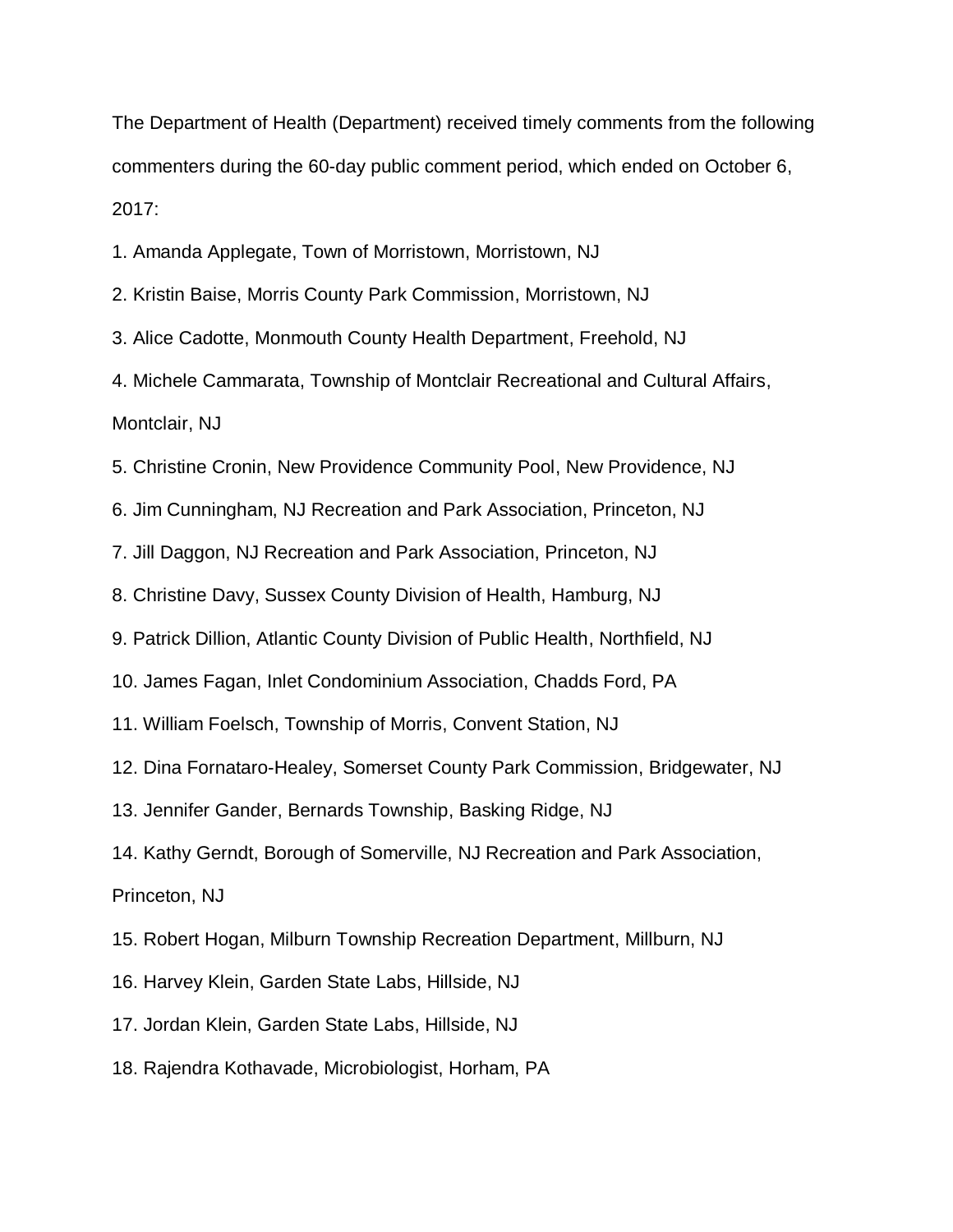The Department of Health (Department) received timely comments from the following commenters during the 60-day public comment period, which ended on October 6, 2017:

1. Amanda Applegate, Town of Morristown, Morristown, NJ
2. Kristin Baise, Morris County Park Commission, Morristown, NJ
3. Alice Cadotte, Monmouth County Health Department, Freehold, NJ
4. Michele Cammarata, Township of Montclair Recreational and Cultural Affairs, Montclair, NJ
5. Christine Cronin, New Providence Community Pool, New Providence, NJ
6. Jim Cunningham, NJ Recreation and Park Association, Princeton, NJ
7. Jill Daggon, NJ Recreation and Park Association, Princeton, NJ
8. Christine Davy, Sussex County Division of Health, Hamburg, NJ
9. Patrick Dillion, Atlantic County Division of Public Health, Northfield, NJ
10. James Fagan, Inlet Condominium Association, Chadds Ford, PA
11. William Foelsch, Township of Morris, Convent Station, NJ
12. Dina Fornataro-Healey, Somerset County Park Commission, Bridgewater, NJ
13. Jennifer Gander, Bernards Township, Basking Ridge, NJ
14. Kathy Gerndt, Borough of Somerville, NJ Recreation and Park Association, Princeton, NJ
15. Robert Hogan, Milburn Township Recreation Department, Millburn, NJ
16. Harvey Klein, Garden State Labs, Hillside, NJ
17. Jordan Klein, Garden State Labs, Hillside, NJ
18. Rajendra Kothavade, Microbiologist, Horham, PA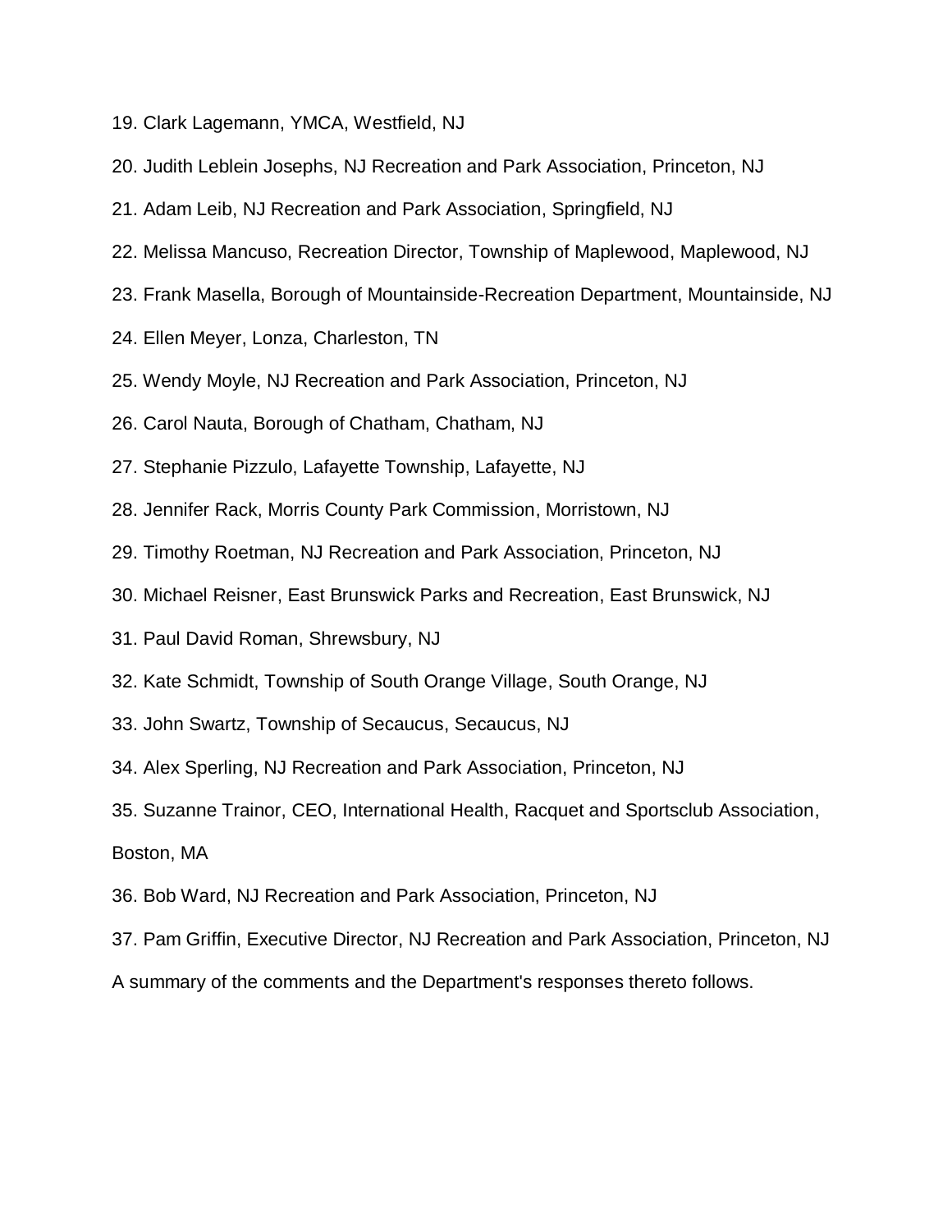19. Clark Lagemann, YMCA, Westfield, NJ
20. Judith Leblein Josephs, NJ Recreation and Park Association, Princeton, NJ
21. Adam Leib, NJ Recreation and Park Association, Springfield, NJ
22. Melissa Mancuso, Recreation Director, Township of Maplewood, Maplewood, NJ
23. Frank Masella, Borough of Mountainside-Recreation Department, Mountainside, NJ
24. Ellen Meyer, Lonza, Charleston, TN
25. Wendy Moyle, NJ Recreation and Park Association, Princeton, NJ
26. Carol Nauta, Borough of Chatham, Chatham, NJ
27. Stephanie Pizzulo, Lafayette Township, Lafayette, NJ
28. Jennifer Rack, Morris County Park Commission, Morristown, NJ
29. Timothy Roetman, NJ Recreation and Park Association, Princeton, NJ
30. Michael Reisner, East Brunswick Parks and Recreation, East Brunswick, NJ
31. Paul David Roman, Shrewsbury, NJ
32. Kate Schmidt, Township of South Orange Village, South Orange, NJ
33. John Swartz, Township of Secaucus, Secaucus, NJ
34. Alex Sperling, NJ Recreation and Park Association, Princeton, NJ
35. Suzanne Trainor, CEO, International Health, Racquet and Sportsclub Association, Boston, MA
36. Bob Ward, NJ Recreation and Park Association, Princeton, NJ
37. Pam Griffin, Executive Director, NJ Recreation and Park Association, Princeton, NJ

A summary of the comments and the Department's responses thereto follows.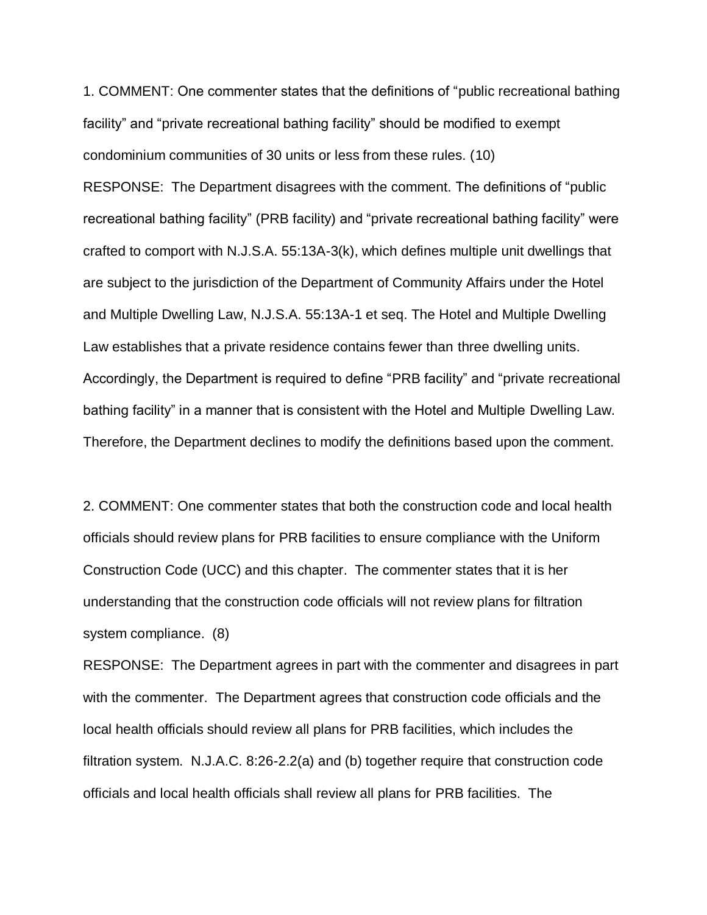1. COMMENT: One commenter states that the definitions of "public recreational bathing facility" and "private recreational bathing facility" should be modified to exempt condominium communities of 30 units or less from these rules. (10)

RESPONSE: The Department disagrees with the comment. The definitions of "public recreational bathing facility" (PRB facility) and "private recreational bathing facility" were crafted to comport with N.J.S.A. 55:13A-3(k), which defines multiple unit dwellings that are subject to the jurisdiction of the Department of Community Affairs under the Hotel and Multiple Dwelling Law, N.J.S.A. 55:13A-1 et seq. The Hotel and Multiple Dwelling Law establishes that a private residence contains fewer than three dwelling units. Accordingly, the Department is required to define "PRB facility" and "private recreational bathing facility" in a manner that is consistent with the Hotel and Multiple Dwelling Law. Therefore, the Department declines to modify the definitions based upon the comment.

2. COMMENT: One commenter states that both the construction code and local health officials should review plans for PRB facilities to ensure compliance with the Uniform Construction Code (UCC) and this chapter. The commenter states that it is her understanding that the construction code officials will not review plans for filtration system compliance. (8)

RESPONSE: The Department agrees in part with the commenter and disagrees in part with the commenter. The Department agrees that construction code officials and the local health officials should review all plans for PRB facilities, which includes the filtration system. N.J.A.C. 8:26-2.2(a) and (b) together require that construction code officials and local health officials shall review all plans for PRB facilities. The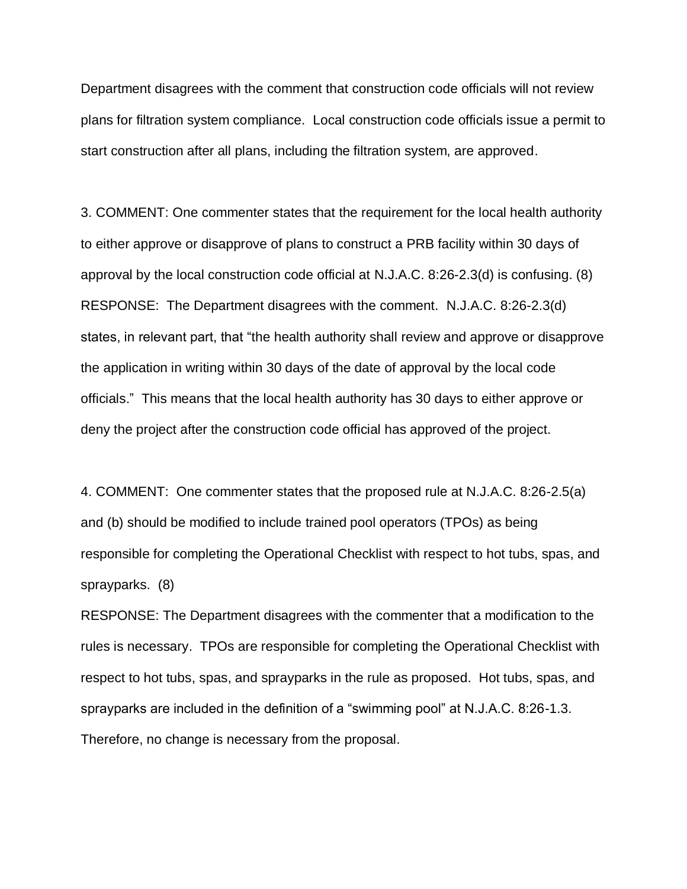Department disagrees with the comment that construction code officials will not review plans for filtration system compliance. Local construction code officials issue a permit to start construction after all plans, including the filtration system, are approved.

3. COMMENT: One commenter states that the requirement for the local health authority to either approve or disapprove of plans to construct a PRB facility within 30 days of approval by the local construction code official at N.J.A.C. 8:26-2.3(d) is confusing. (8)

RESPONSE: The Department disagrees with the comment. N.J.A.C. 8:26-2.3(d) states, in relevant part, that "the health authority shall review and approve or disapprove the application in writing within 30 days of the date of approval by the local code officials." This means that the local health authority has 30 days to either approve or deny the project after the construction code official has approved of the project.

4. COMMENT: One commenter states that the proposed rule at N.J.A.C. 8:26-2.5(a) and (b) should be modified to include trained pool operators (TPOs) as being responsible for completing the Operational Checklist with respect to hot tubs, spas, and sprayparks. (8)

RESPONSE: The Department disagrees with the commenter that a modification to the rules is necessary. TPOs are responsible for completing the Operational Checklist with respect to hot tubs, spas, and sprayparks in the rule as proposed. Hot tubs, spas, and sprayparks are included in the definition of a "swimming pool" at N.J.A.C. 8:26-1.3. Therefore, no change is necessary from the proposal.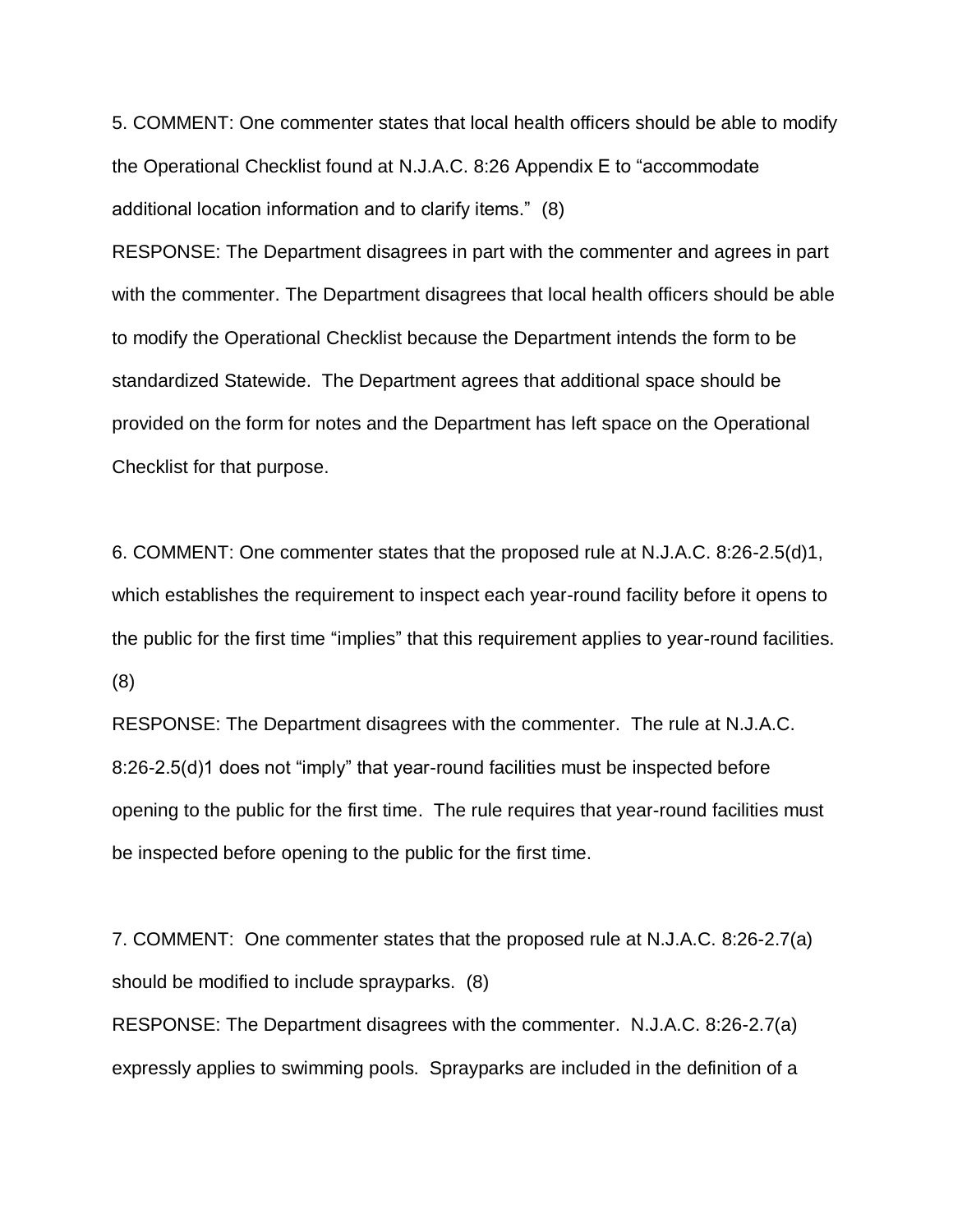5. COMMENT: One commenter states that local health officers should be able to modify the Operational Checklist found at N.J.A.C. 8:26 Appendix E to "accommodate additional location information and to clarify items." (8)

RESPONSE: The Department disagrees in part with the commenter and agrees in part with the commenter. The Department disagrees that local health officers should be able to modify the Operational Checklist because the Department intends the form to be standardized Statewide. The Department agrees that additional space should be provided on the form for notes and the Department has left space on the Operational Checklist for that purpose.

6. COMMENT: One commenter states that the proposed rule at N.J.A.C. 8:26-2.5(d)1, which establishes the requirement to inspect each year-round facility before it opens to the public for the first time "implies" that this requirement applies to year-round facilities. (8)

RESPONSE: The Department disagrees with the commenter. The rule at N.J.A.C. 8:26-2.5(d)1 does not "imply" that year-round facilities must be inspected before opening to the public for the first time. The rule requires that year-round facilities must be inspected before opening to the public for the first time.

7. COMMENT: One commenter states that the proposed rule at N.J.A.C. 8:26-2.7(a) should be modified to include sprayparks. (8)

RESPONSE: The Department disagrees with the commenter. N.J.A.C. 8:26-2.7(a) expressly applies to swimming pools. Sprayparks are included in the definition of a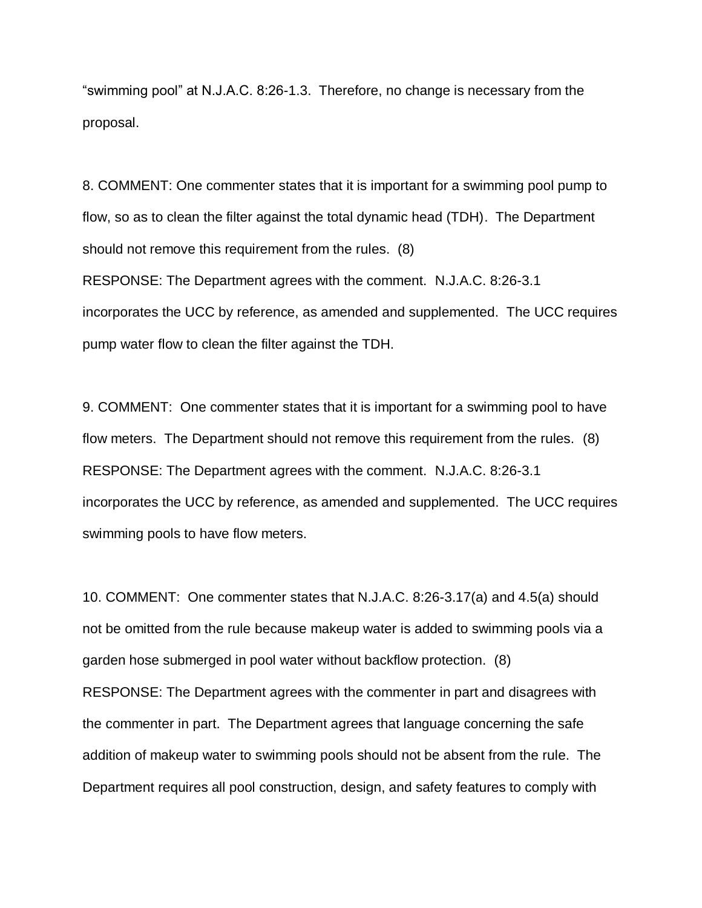"swimming pool" at N.J.A.C. 8:26-1.3. Therefore, no change is necessary from the proposal.

8. COMMENT: One commenter states that it is important for a swimming pool pump to flow, so as to clean the filter against the total dynamic head (TDH). The Department should not remove this requirement from the rules. (8)

RESPONSE: The Department agrees with the comment. N.J.A.C. 8:26-3.1 incorporates the UCC by reference, as amended and supplemented. The UCC requires pump water flow to clean the filter against the TDH.

9. COMMENT: One commenter states that it is important for a swimming pool to have flow meters. The Department should not remove this requirement from the rules. (8)

RESPONSE: The Department agrees with the comment. N.J.A.C. 8:26-3.1 incorporates the UCC by reference, as amended and supplemented. The UCC requires swimming pools to have flow meters.

10. COMMENT: One commenter states that N.J.A.C. 8:26-3.17(a) and 4.5(a) should not be omitted from the rule because makeup water is added to swimming pools via a garden hose submerged in pool water without backflow protection. (8)

RESPONSE: The Department agrees with the commenter in part and disagrees with the commenter in part. The Department agrees that language concerning the safe addition of makeup water to swimming pools should not be absent from the rule. The Department requires all pool construction, design, and safety features to comply with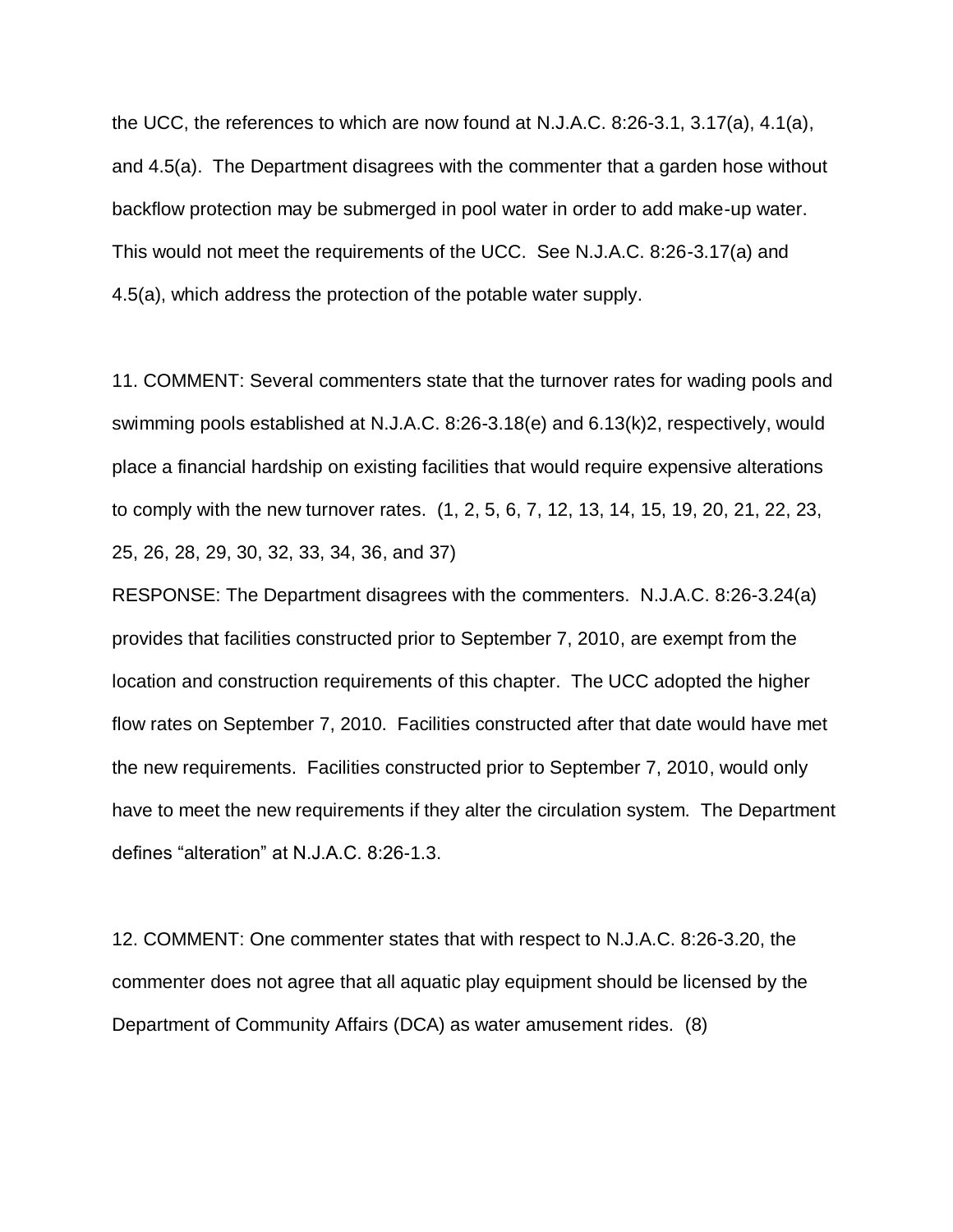the UCC, the references to which are now found at N.J.A.C. 8:26-3.1, 3.17(a), 4.1(a), and 4.5(a). The Department disagrees with the commenter that a garden hose without backflow protection may be submerged in pool water in order to add make-up water. This would not meet the requirements of the UCC. See N.J.A.C. 8:26-3.17(a) and 4.5(a), which address the protection of the potable water supply.

11. COMMENT: Several commenters state that the turnover rates for wading pools and swimming pools established at N.J.A.C. 8:26-3.18(e) and 6.13(k)2, respectively, would place a financial hardship on existing facilities that would require expensive alterations to comply with the new turnover rates. (1, 2, 5, 6, 7, 12, 13, 14, 15, 19, 20, 21, 22, 23, 25, 26, 28, 29, 30, 32, 33, 34, 36, and 37)

RESPONSE: The Department disagrees with the commenters. N.J.A.C. 8:26-3.24(a) provides that facilities constructed prior to September 7, 2010, are exempt from the location and construction requirements of this chapter. The UCC adopted the higher flow rates on September 7, 2010. Facilities constructed after that date would have met the new requirements. Facilities constructed prior to September 7, 2010, would only have to meet the new requirements if they alter the circulation system. The Department defines "alteration" at N.J.A.C. 8:26-1.3.

12. COMMENT: One commenter states that with respect to N.J.A.C. 8:26-3.20, the commenter does not agree that all aquatic play equipment should be licensed by the Department of Community Affairs (DCA) as water amusement rides. (8)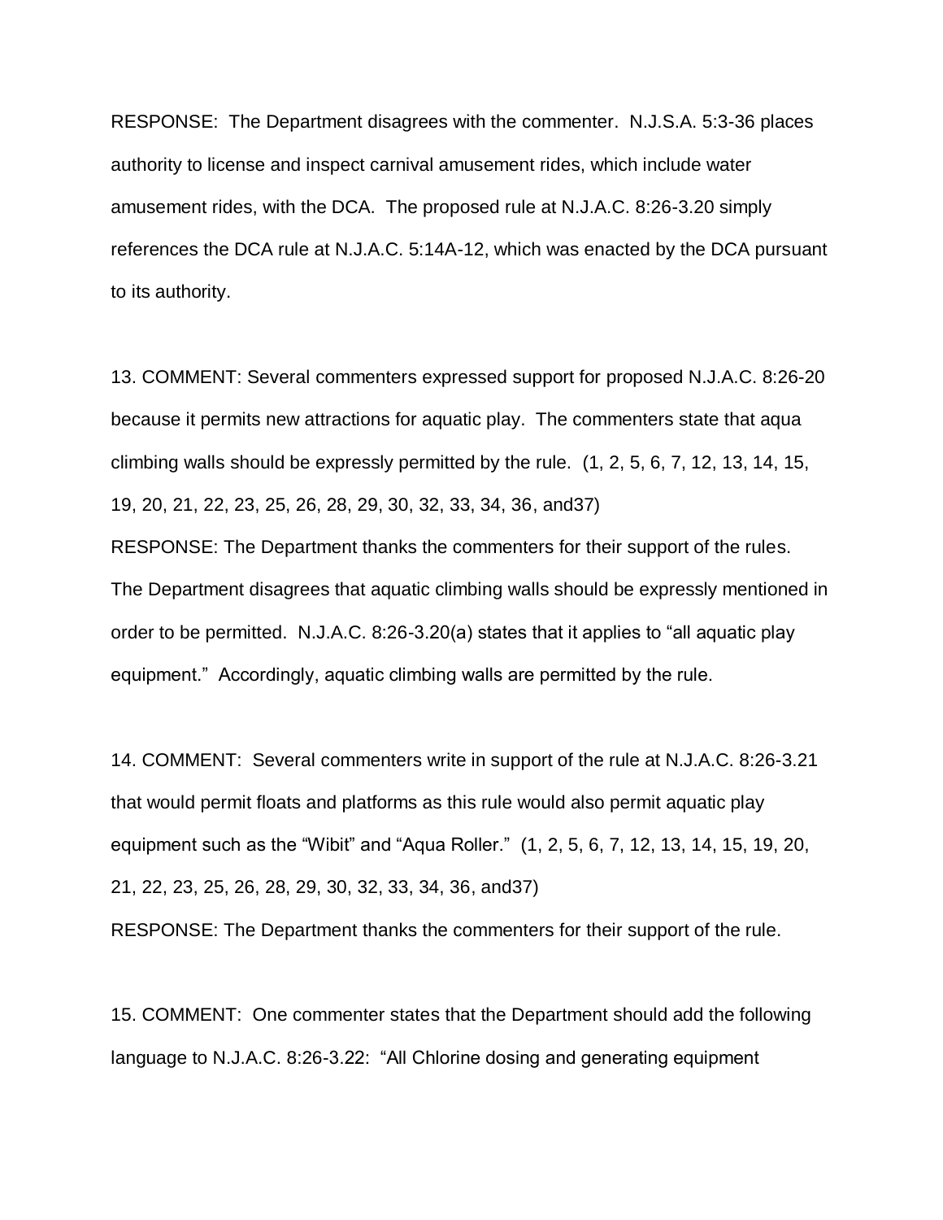RESPONSE: The Department disagrees with the commenter. N.J.S.A. 5:3-36 places authority to license and inspect carnival amusement rides, which include water amusement rides, with the DCA. The proposed rule at N.J.A.C. 8:26-3.20 simply references the DCA rule at N.J.A.C. 5:14A-12, which was enacted by the DCA pursuant to its authority.

13. COMMENT: Several commenters expressed support for proposed N.J.A.C. 8:26-20 because it permits new attractions for aquatic play. The commenters state that aqua climbing walls should be expressly permitted by the rule. (1, 2, 5, 6, 7, 12, 13, 14, 15, 19, 20, 21, 22, 23, 25, 26, 28, 29, 30, 32, 33, 34, 36, and37)

RESPONSE: The Department thanks the commenters for their support of the rules. The Department disagrees that aquatic climbing walls should be expressly mentioned in order to be permitted. N.J.A.C. 8:26-3.20(a) states that it applies to "all aquatic play equipment." Accordingly, aquatic climbing walls are permitted by the rule.

14. COMMENT: Several commenters write in support of the rule at N.J.A.C. 8:26-3.21 that would permit floats and platforms as this rule would also permit aquatic play equipment such as the "Wibit" and "Aqua Roller." (1, 2, 5, 6, 7, 12, 13, 14, 15, 19, 20, 21, 22, 23, 25, 26, 28, 29, 30, 32, 33, 34, 36, and37)

RESPONSE: The Department thanks the commenters for their support of the rule.

15. COMMENT: One commenter states that the Department should add the following language to N.J.A.C. 8:26-3.22: "All Chlorine dosing and generating equipment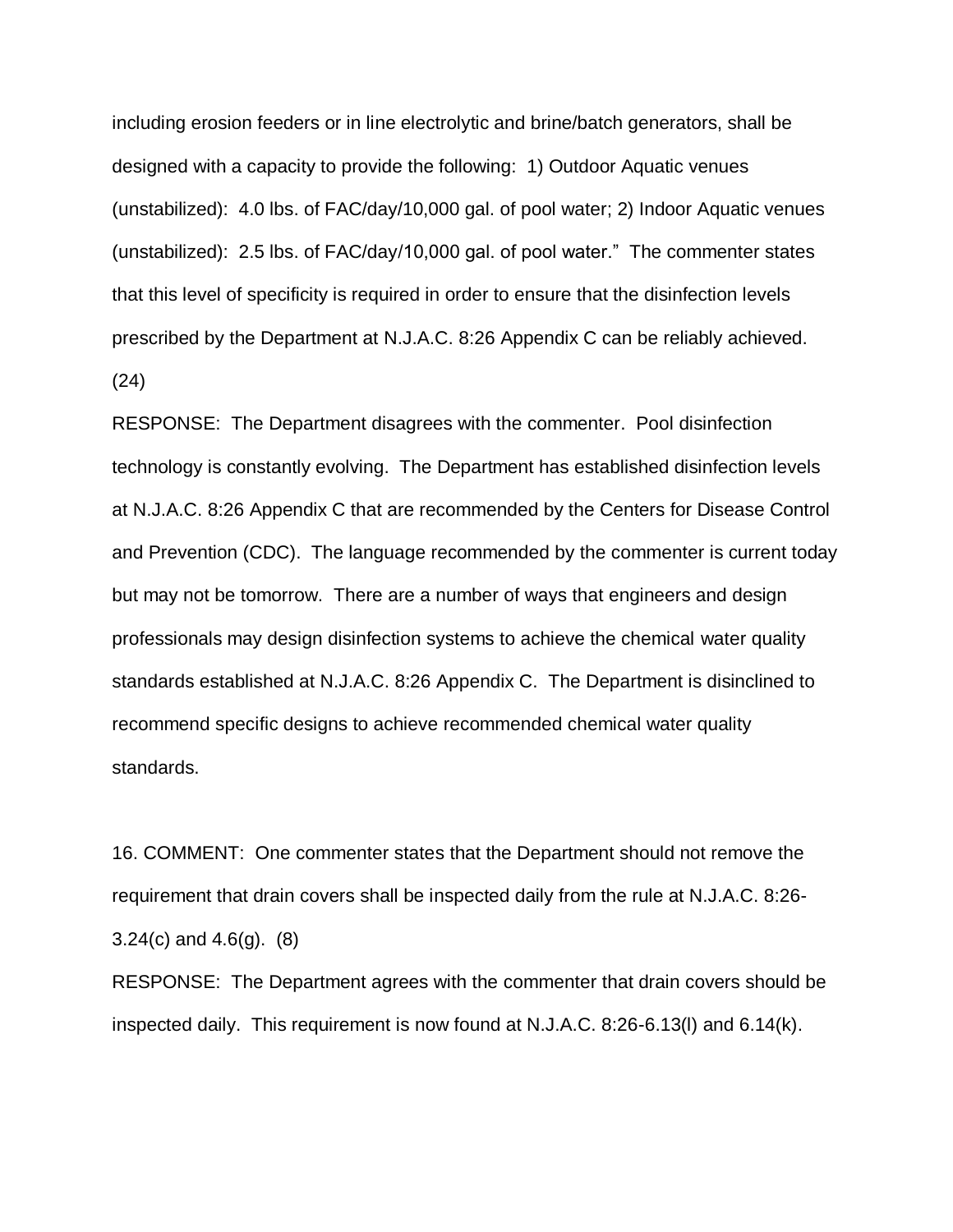including erosion feeders or in line electrolytic and brine/batch generators, shall be designed with a capacity to provide the following: 1) Outdoor Aquatic venues (unstabilized): 4.0 lbs. of FAC/day/10,000 gal. of pool water; 2) Indoor Aquatic venues (unstabilized): 2.5 lbs. of FAC/day/10,000 gal. of pool water." The commenter states that this level of specificity is required in order to ensure that the disinfection levels prescribed by the Department at N.J.A.C. 8:26 Appendix C can be reliably achieved. (24)

RESPONSE: The Department disagrees with the commenter. Pool disinfection technology is constantly evolving. The Department has established disinfection levels at N.J.A.C. 8:26 Appendix C that are recommended by the Centers for Disease Control and Prevention (CDC). The language recommended by the commenter is current today but may not be tomorrow. There are a number of ways that engineers and design professionals may design disinfection systems to achieve the chemical water quality standards established at N.J.A.C. 8:26 Appendix C. The Department is disinclined to recommend specific designs to achieve recommended chemical water quality standards.

16. COMMENT: One commenter states that the Department should not remove the requirement that drain covers shall be inspected daily from the rule at N.J.A.C. 8:26-3.24(c) and 4.6(g). (8)

RESPONSE: The Department agrees with the commenter that drain covers should be inspected daily. This requirement is now found at N.J.A.C. 8:26-6.13(l) and 6.14(k).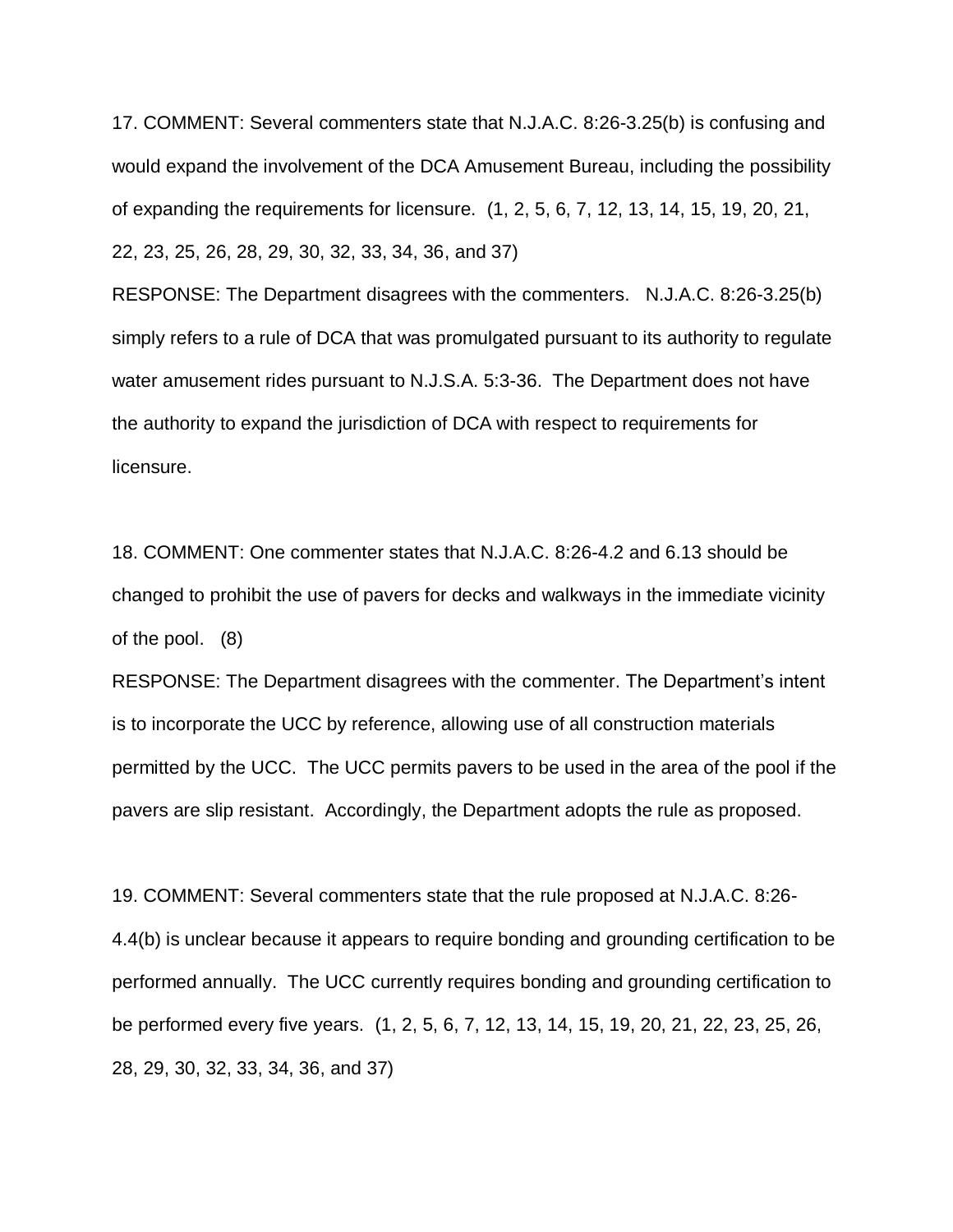17. COMMENT: Several commenters state that N.J.A.C. 8:26-3.25(b) is confusing and would expand the involvement of the DCA Amusement Bureau, including the possibility of expanding the requirements for licensure. (1, 2, 5, 6, 7, 12, 13, 14, 15, 19, 20, 21, 22, 23, 25, 26, 28, 29, 30, 32, 33, 34, 36, and 37)

RESPONSE: The Department disagrees with the commenters. N.J.A.C. 8:26-3.25(b) simply refers to a rule of DCA that was promulgated pursuant to its authority to regulate water amusement rides pursuant to N.J.S.A. 5:3-36. The Department does not have the authority to expand the jurisdiction of DCA with respect to requirements for licensure.

18. COMMENT: One commenter states that N.J.A.C. 8:26-4.2 and 6.13 should be changed to prohibit the use of pavers for decks and walkways in the immediate vicinity of the pool. (8)

RESPONSE: The Department disagrees with the commenter. The Department's intent is to incorporate the UCC by reference, allowing use of all construction materials permitted by the UCC. The UCC permits pavers to be used in the area of the pool if the pavers are slip resistant. Accordingly, the Department adopts the rule as proposed.

19. COMMENT: Several commenters state that the rule proposed at N.J.A.C. 8:26-4.4(b) is unclear because it appears to require bonding and grounding certification to be performed annually. The UCC currently requires bonding and grounding certification to be performed every five years. (1, 2, 5, 6, 7, 12, 13, 14, 15, 19, 20, 21, 22, 23, 25, 26, 28, 29, 30, 32, 33, 34, 36, and 37)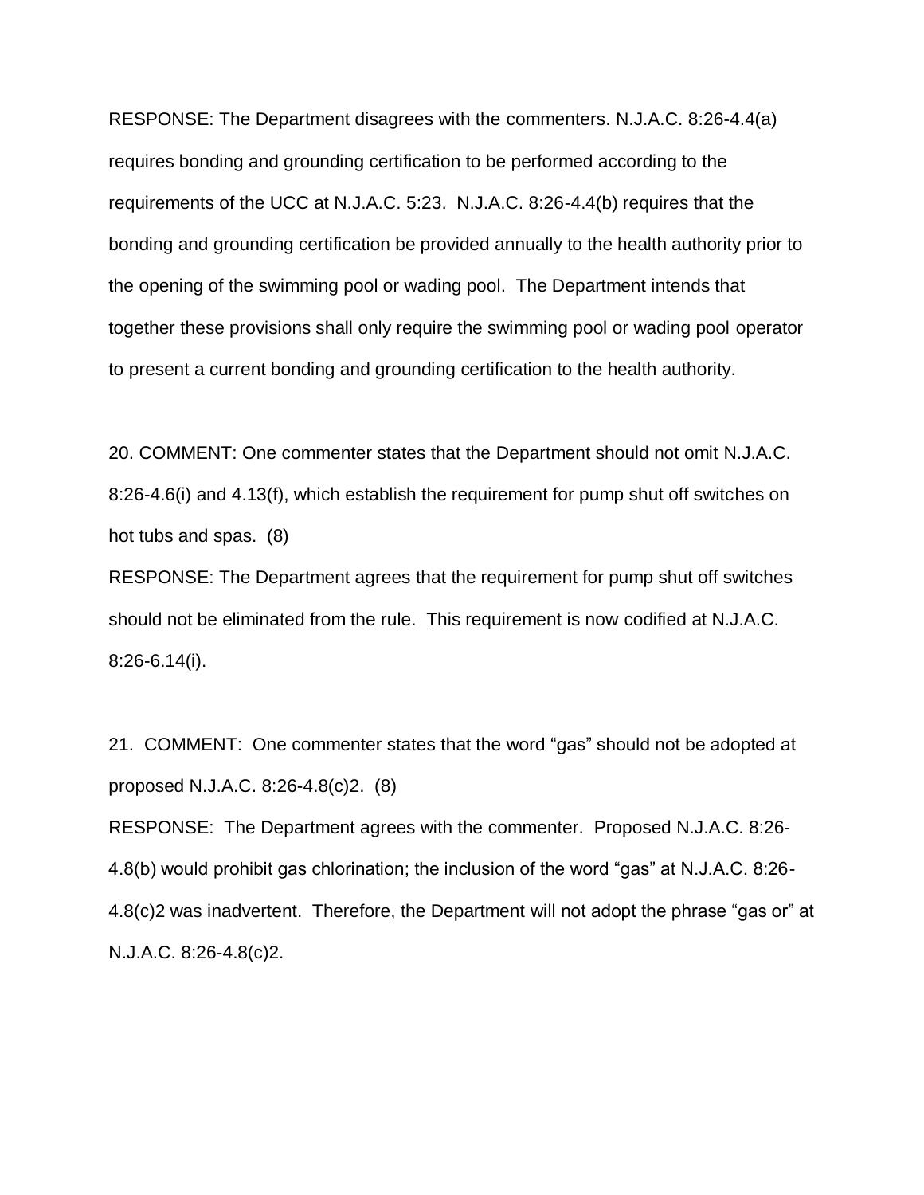RESPONSE: The Department disagrees with the commenters. N.J.A.C. 8:26-4.4(a) requires bonding and grounding certification to be performed according to the requirements of the UCC at N.J.A.C. 5:23. N.J.A.C. 8:26-4.4(b) requires that the bonding and grounding certification be provided annually to the health authority prior to the opening of the swimming pool or wading pool. The Department intends that together these provisions shall only require the swimming pool or wading pool operator to present a current bonding and grounding certification to the health authority.

20. COMMENT: One commenter states that the Department should not omit N.J.A.C. 8:26-4.6(i) and 4.13(f), which establish the requirement for pump shut off switches on hot tubs and spas. (8)

RESPONSE: The Department agrees that the requirement for pump shut off switches should not be eliminated from the rule. This requirement is now codified at N.J.A.C. 8:26-6.14(i).

21. COMMENT: One commenter states that the word "gas" should not be adopted at proposed N.J.A.C. 8:26-4.8(c)2. (8)

RESPONSE: The Department agrees with the commenter. Proposed N.J.A.C. 8:26-4.8(b) would prohibit gas chlorination; the inclusion of the word "gas" at N.J.A.C. 8:26-4.8(c)2 was inadvertent. Therefore, the Department will not adopt the phrase "gas or" at N.J.A.C. 8:26-4.8(c)2.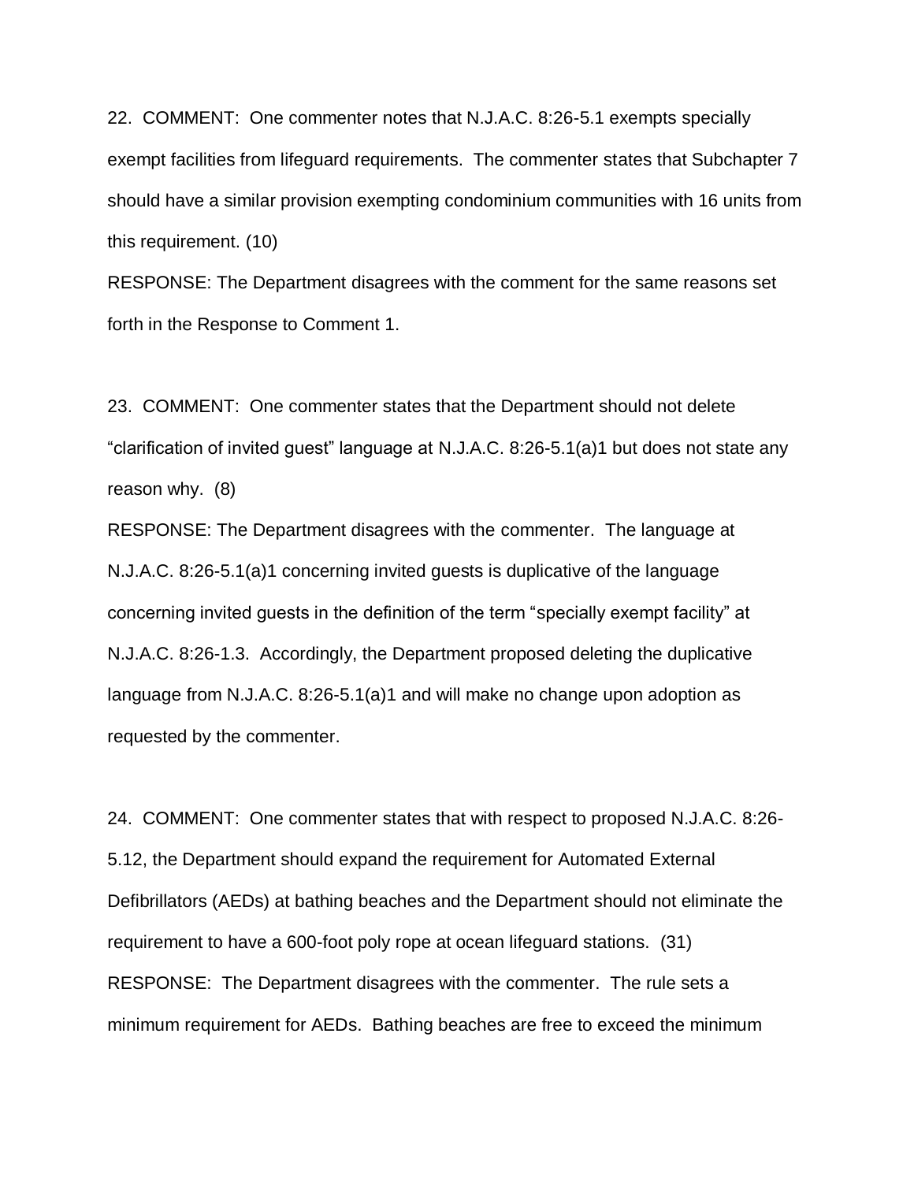22. COMMENT: One commenter notes that N.J.A.C. 8:26-5.1 exempts specially exempt facilities from lifeguard requirements. The commenter states that Subchapter 7 should have a similar provision exempting condominium communities with 16 units from this requirement. (10)

RESPONSE: The Department disagrees with the comment for the same reasons set forth in the Response to Comment 1.

23. COMMENT: One commenter states that the Department should not delete "clarification of invited guest" language at N.J.A.C. 8:26-5.1(a)1 but does not state any reason why. (8)

RESPONSE: The Department disagrees with the commenter. The language at N.J.A.C. 8:26-5.1(a)1 concerning invited guests is duplicative of the language concerning invited guests in the definition of the term "specially exempt facility" at N.J.A.C. 8:26-1.3. Accordingly, the Department proposed deleting the duplicative language from N.J.A.C. 8:26-5.1(a)1 and will make no change upon adoption as requested by the commenter.

24. COMMENT: One commenter states that with respect to proposed N.J.A.C. 8:26-5.12, the Department should expand the requirement for Automated External Defibrillators (AEDs) at bathing beaches and the Department should not eliminate the requirement to have a 600-foot poly rope at ocean lifeguard stations. (31)

RESPONSE: The Department disagrees with the commenter. The rule sets a minimum requirement for AEDs. Bathing beaches are free to exceed the minimum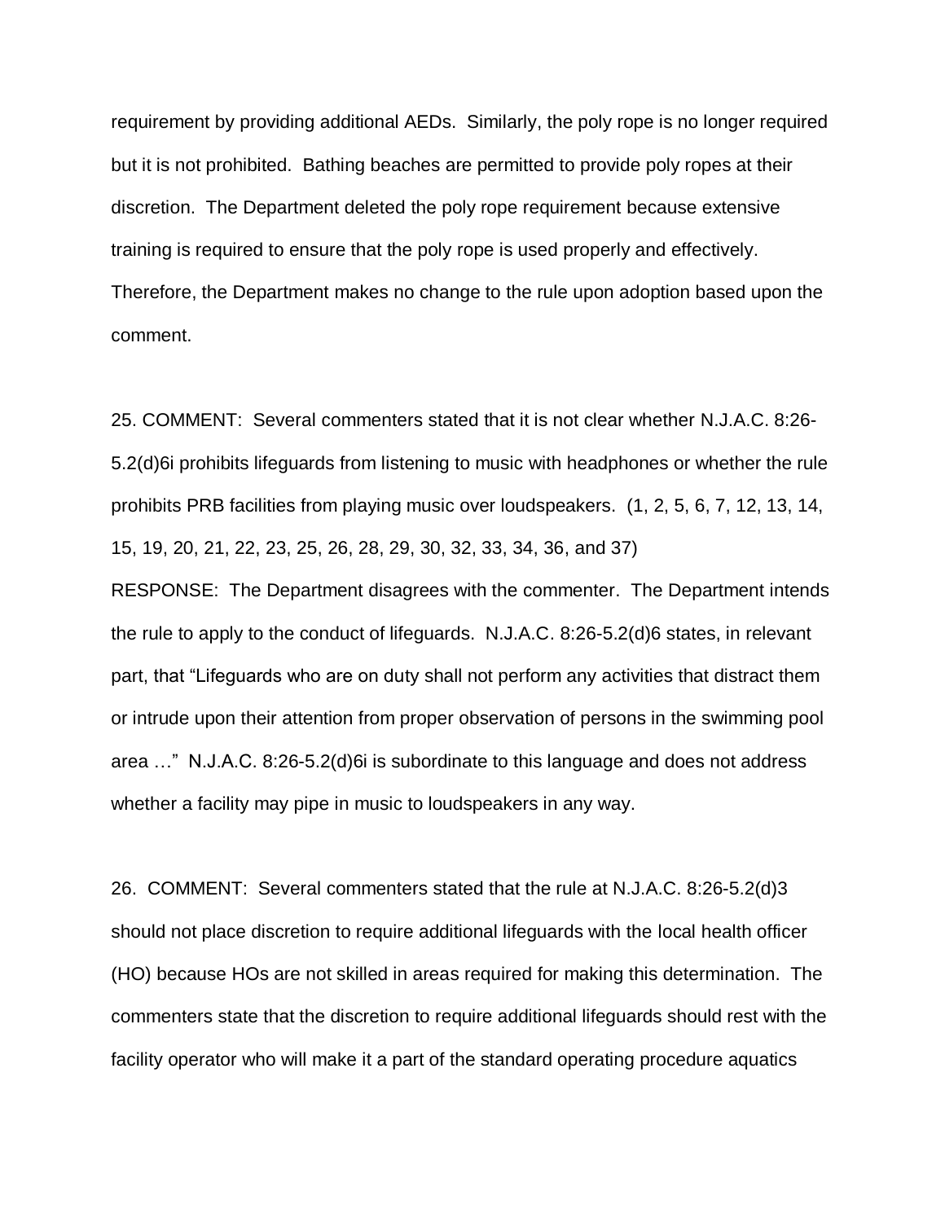requirement by providing additional AEDs. Similarly, the poly rope is no longer required but it is not prohibited. Bathing beaches are permitted to provide poly ropes at their discretion. The Department deleted the poly rope requirement because extensive training is required to ensure that the poly rope is used properly and effectively. Therefore, the Department makes no change to the rule upon adoption based upon the comment.

25. COMMENT: Several commenters stated that it is not clear whether N.J.A.C. 8:26-5.2(d)6i prohibits lifeguards from listening to music with headphones or whether the rule prohibits PRB facilities from playing music over loudspeakers. (1, 2, 5, 6, 7, 12, 13, 14, 15, 19, 20, 21, 22, 23, 25, 26, 28, 29, 30, 32, 33, 34, 36, and 37)

RESPONSE: The Department disagrees with the commenter. The Department intends the rule to apply to the conduct of lifeguards. N.J.A.C. 8:26-5.2(d)6 states, in relevant part, that "Lifeguards who are on duty shall not perform any activities that distract them or intrude upon their attention from proper observation of persons in the swimming pool area …" N.J.A.C. 8:26-5.2(d)6i is subordinate to this language and does not address whether a facility may pipe in music to loudspeakers in any way.

26. COMMENT: Several commenters stated that the rule at N.J.A.C. 8:26-5.2(d)3 should not place discretion to require additional lifeguards with the local health officer (HO) because HOs are not skilled in areas required for making this determination. The commenters state that the discretion to require additional lifeguards should rest with the facility operator who will make it a part of the standard operating procedure aquatics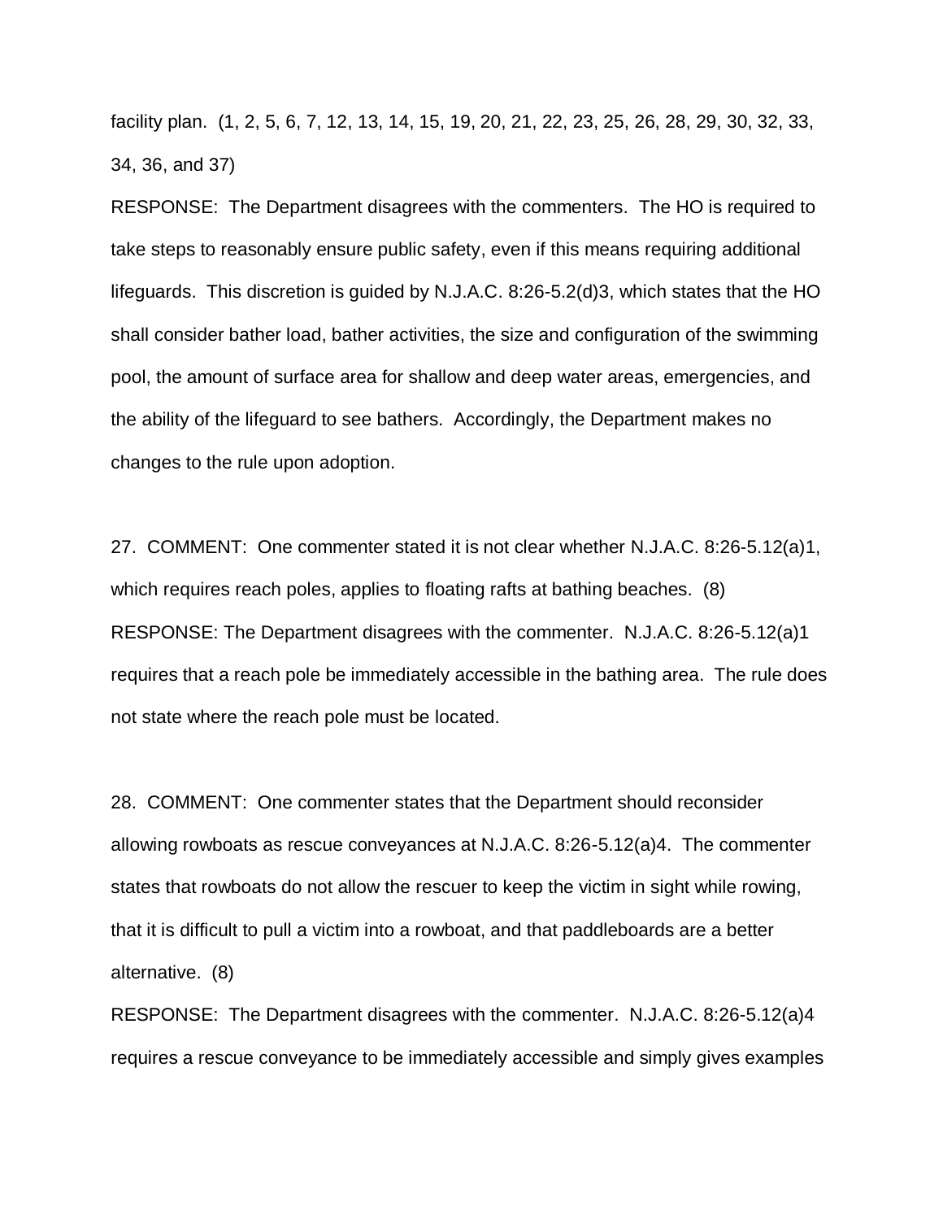facility plan. (1, 2, 5, 6, 7, 12, 13, 14, 15, 19, 20, 21, 22, 23, 25, 26, 28, 29, 30, 32, 33, 34, 36, and 37)

RESPONSE: The Department disagrees with the commenters. The HO is required to take steps to reasonably ensure public safety, even if this means requiring additional lifeguards. This discretion is guided by N.J.A.C. 8:26-5.2(d)3, which states that the HO shall consider bather load, bather activities, the size and configuration of the swimming pool, the amount of surface area for shallow and deep water areas, emergencies, and the ability of the lifeguard to see bathers. Accordingly, the Department makes no changes to the rule upon adoption.

27. COMMENT: One commenter stated it is not clear whether N.J.A.C. 8:26-5.12(a)1, which requires reach poles, applies to floating rafts at bathing beaches. (8)

RESPONSE: The Department disagrees with the commenter. N.J.A.C. 8:26-5.12(a)1 requires that a reach pole be immediately accessible in the bathing area. The rule does not state where the reach pole must be located.

28. COMMENT: One commenter states that the Department should reconsider allowing rowboats as rescue conveyances at N.J.A.C. 8:26-5.12(a)4. The commenter states that rowboats do not allow the rescuer to keep the victim in sight while rowing, that it is difficult to pull a victim into a rowboat, and that paddleboards are a better alternative. (8)

RESPONSE: The Department disagrees with the commenter. N.J.A.C. 8:26-5.12(a)4 requires a rescue conveyance to be immediately accessible and simply gives examples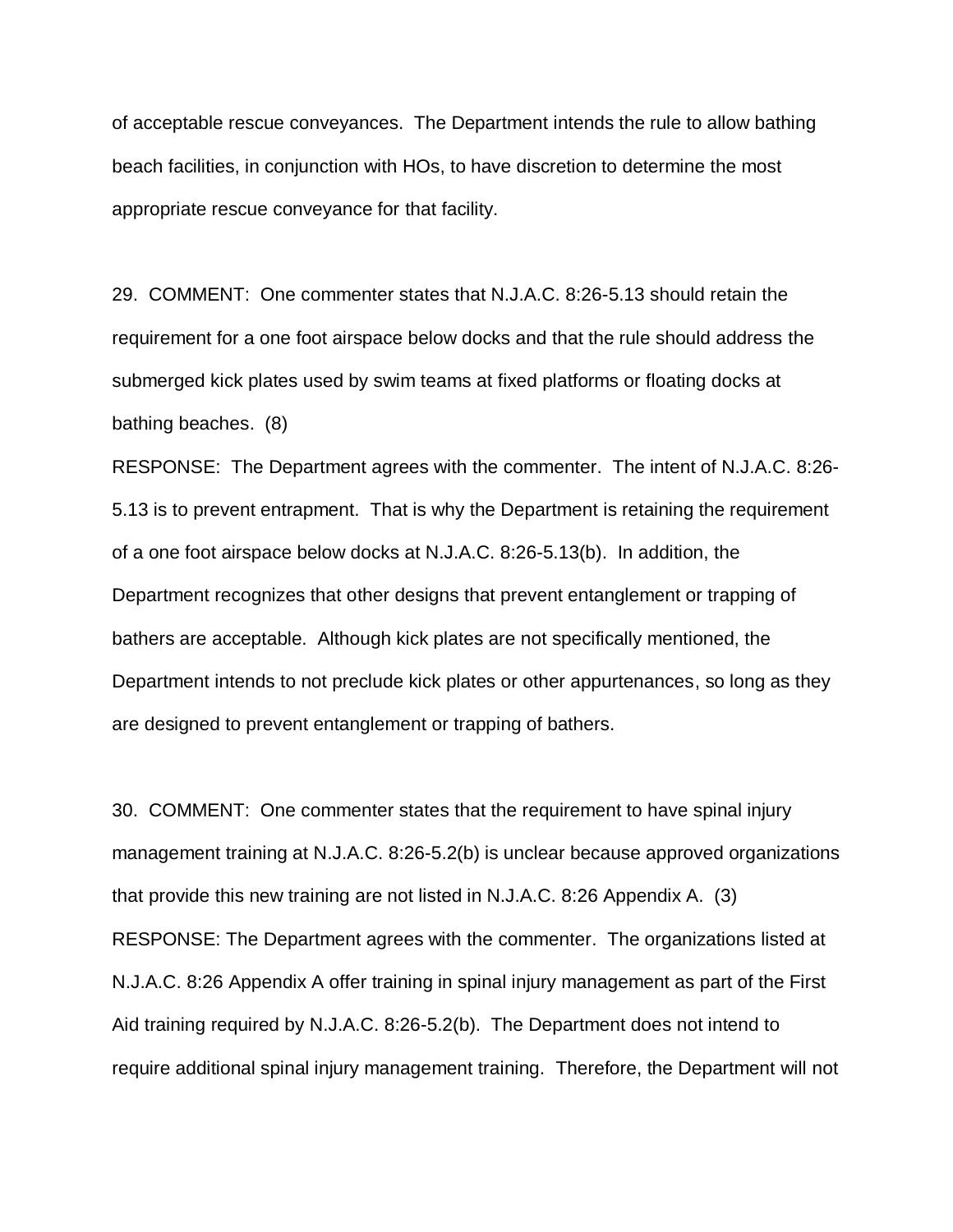of acceptable rescue conveyances. The Department intends the rule to allow bathing beach facilities, in conjunction with HOs, to have discretion to determine the most appropriate rescue conveyance for that facility.

29. COMMENT: One commenter states that N.J.A.C. 8:26-5.13 should retain the requirement for a one foot airspace below docks and that the rule should address the submerged kick plates used by swim teams at fixed platforms or floating docks at bathing beaches. (8)

RESPONSE: The Department agrees with the commenter. The intent of N.J.A.C. 8:26-5.13 is to prevent entrapment. That is why the Department is retaining the requirement of a one foot airspace below docks at N.J.A.C. 8:26-5.13(b). In addition, the Department recognizes that other designs that prevent entanglement or trapping of bathers are acceptable. Although kick plates are not specifically mentioned, the Department intends to not preclude kick plates or other appurtenances, so long as they are designed to prevent entanglement or trapping of bathers.

30. COMMENT: One commenter states that the requirement to have spinal injury management training at N.J.A.C. 8:26-5.2(b) is unclear because approved organizations that provide this new training are not listed in N.J.A.C. 8:26 Appendix A. (3)

RESPONSE: The Department agrees with the commenter. The organizations listed at N.J.A.C. 8:26 Appendix A offer training in spinal injury management as part of the First Aid training required by N.J.A.C. 8:26-5.2(b). The Department does not intend to require additional spinal injury management training. Therefore, the Department will not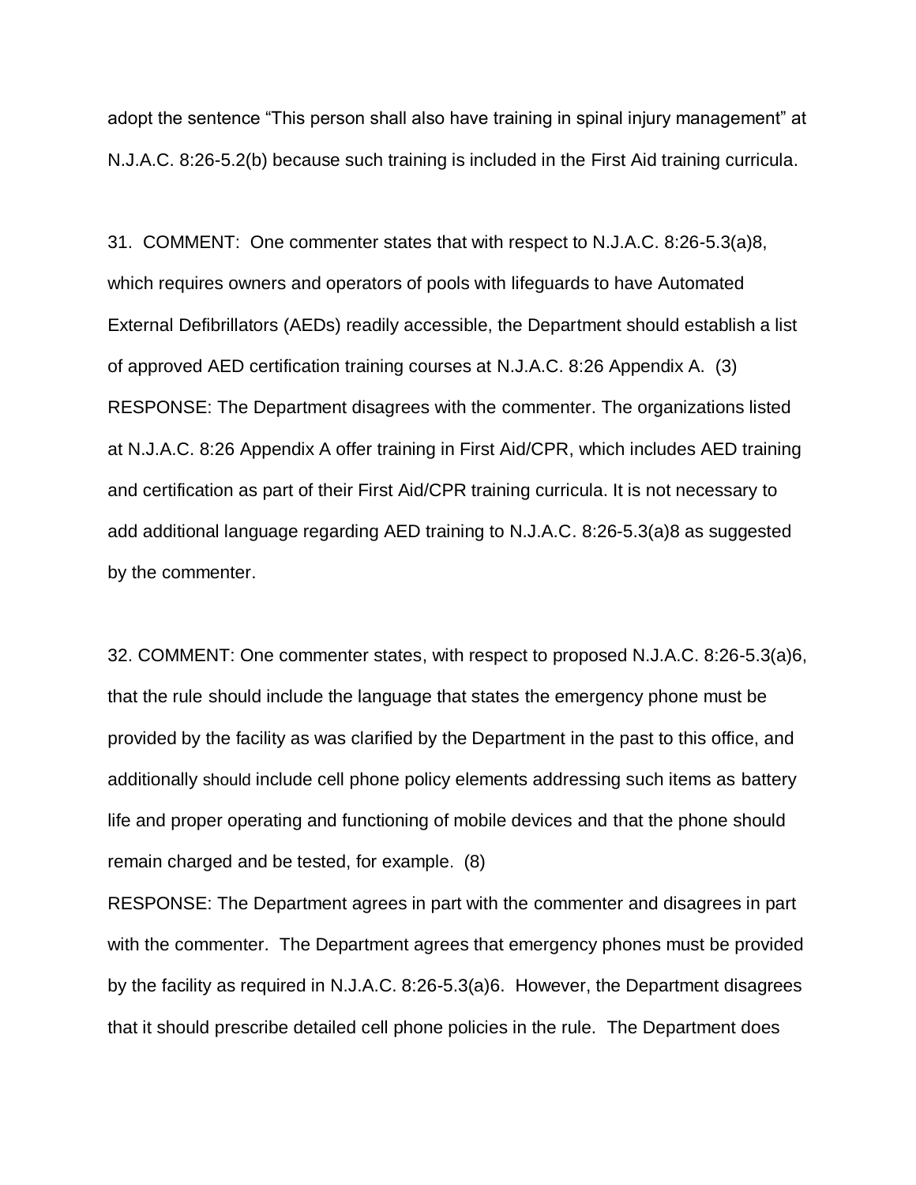adopt the sentence "This person shall also have training in spinal injury management" at N.J.A.C. 8:26-5.2(b) because such training is included in the First Aid training curricula.

31. COMMENT: One commenter states that with respect to N.J.A.C. 8:26-5.3(a)8, which requires owners and operators of pools with lifeguards to have Automated External Defibrillators (AEDs) readily accessible, the Department should establish a list of approved AED certification training courses at N.J.A.C. 8:26 Appendix A. (3)

RESPONSE: The Department disagrees with the commenter. The organizations listed at N.J.A.C. 8:26 Appendix A offer training in First Aid/CPR, which includes AED training and certification as part of their First Aid/CPR training curricula. It is not necessary to add additional language regarding AED training to N.J.A.C. 8:26-5.3(a)8 as suggested by the commenter.

32. COMMENT: One commenter states, with respect to proposed N.J.A.C. 8:26-5.3(a)6, that the rule should include the language that states the emergency phone must be provided by the facility as was clarified by the Department in the past to this office, and additionally should include cell phone policy elements addressing such items as battery life and proper operating and functioning of mobile devices and that the phone should remain charged and be tested, for example. (8)

RESPONSE: The Department agrees in part with the commenter and disagrees in part with the commenter. The Department agrees that emergency phones must be provided by the facility as required in N.J.A.C. 8:26-5.3(a)6. However, the Department disagrees that it should prescribe detailed cell phone policies in the rule. The Department does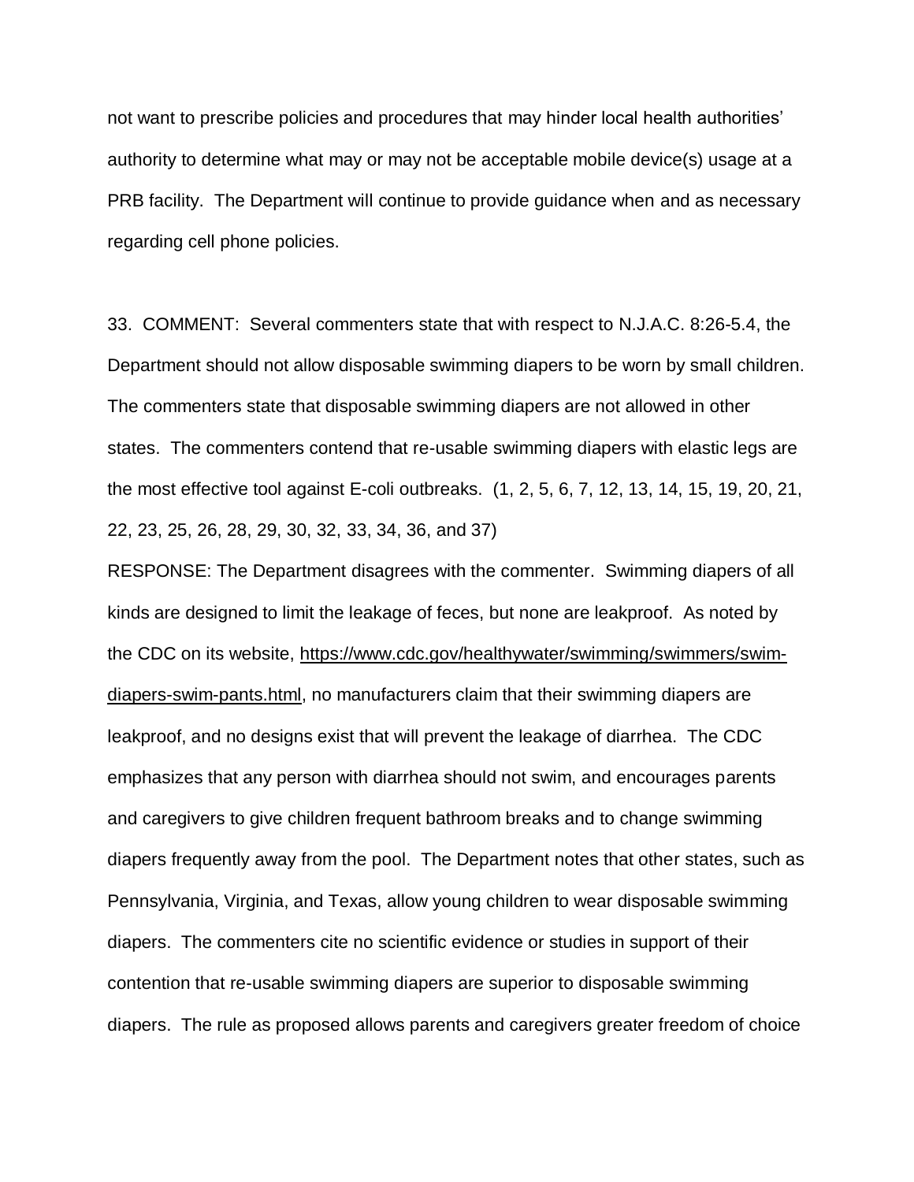not want to prescribe policies and procedures that may hinder local health authorities' authority to determine what may or may not be acceptable mobile device(s) usage at a PRB facility. The Department will continue to provide guidance when and as necessary regarding cell phone policies.

33. COMMENT: Several commenters state that with respect to N.J.A.C. 8:26-5.4, the Department should not allow disposable swimming diapers to be worn by small children. The commenters state that disposable swimming diapers are not allowed in other states. The commenters contend that re-usable swimming diapers with elastic legs are the most effective tool against E-coli outbreaks. (1, 2, 5, 6, 7, 12, 13, 14, 15, 19, 20, 21, 22, 23, 25, 26, 28, 29, 30, 32, 33, 34, 36, and 37)

RESPONSE: The Department disagrees with the commenter. Swimming diapers of all kinds are designed to limit the leakage of feces, but none are leakproof. As noted by the CDC on its website, https://www.cdc.gov/healthywater/swimming/swimmers/swim-diapers-swim-pants.html, no manufacturers claim that their swimming diapers are leakproof, and no designs exist that will prevent the leakage of diarrhea. The CDC emphasizes that any person with diarrhea should not swim, and encourages parents and caregivers to give children frequent bathroom breaks and to change swimming diapers frequently away from the pool. The Department notes that other states, such as Pennsylvania, Virginia, and Texas, allow young children to wear disposable swimming diapers. The commenters cite no scientific evidence or studies in support of their contention that re-usable swimming diapers are superior to disposable swimming diapers. The rule as proposed allows parents and caregivers greater freedom of choice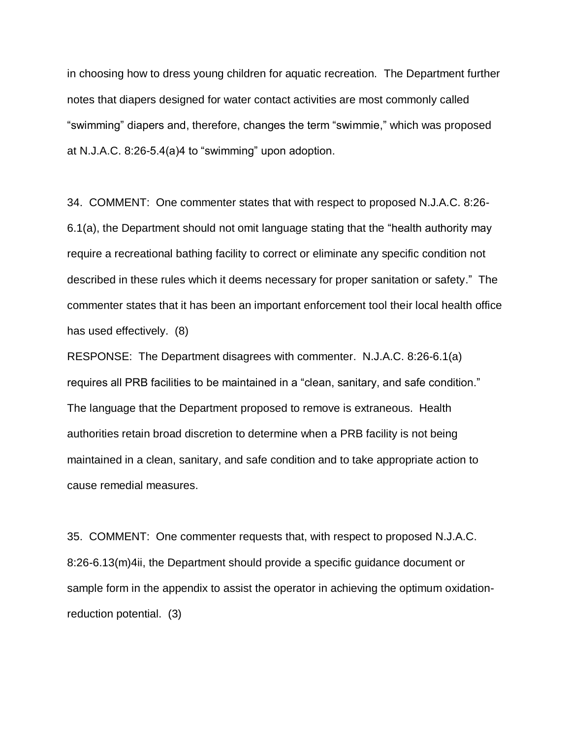in choosing how to dress young children for aquatic recreation. The Department further notes that diapers designed for water contact activities are most commonly called "swimming" diapers and, therefore, changes the term "swimmie," which was proposed at N.J.A.C. 8:26-5.4(a)4 to "swimming" upon adoption.

34. COMMENT: One commenter states that with respect to proposed N.J.A.C. 8:26-6.1(a), the Department should not omit language stating that the "health authority may require a recreational bathing facility to correct or eliminate any specific condition not described in these rules which it deems necessary for proper sanitation or safety." The commenter states that it has been an important enforcement tool their local health office has used effectively. (8)

RESPONSE: The Department disagrees with commenter. N.J.A.C. 8:26-6.1(a) requires all PRB facilities to be maintained in a "clean, sanitary, and safe condition." The language that the Department proposed to remove is extraneous. Health authorities retain broad discretion to determine when a PRB facility is not being maintained in a clean, sanitary, and safe condition and to take appropriate action to cause remedial measures.

35. COMMENT: One commenter requests that, with respect to proposed N.J.A.C. 8:26-6.13(m)4ii, the Department should provide a specific guidance document or sample form in the appendix to assist the operator in achieving the optimum oxidation-reduction potential. (3)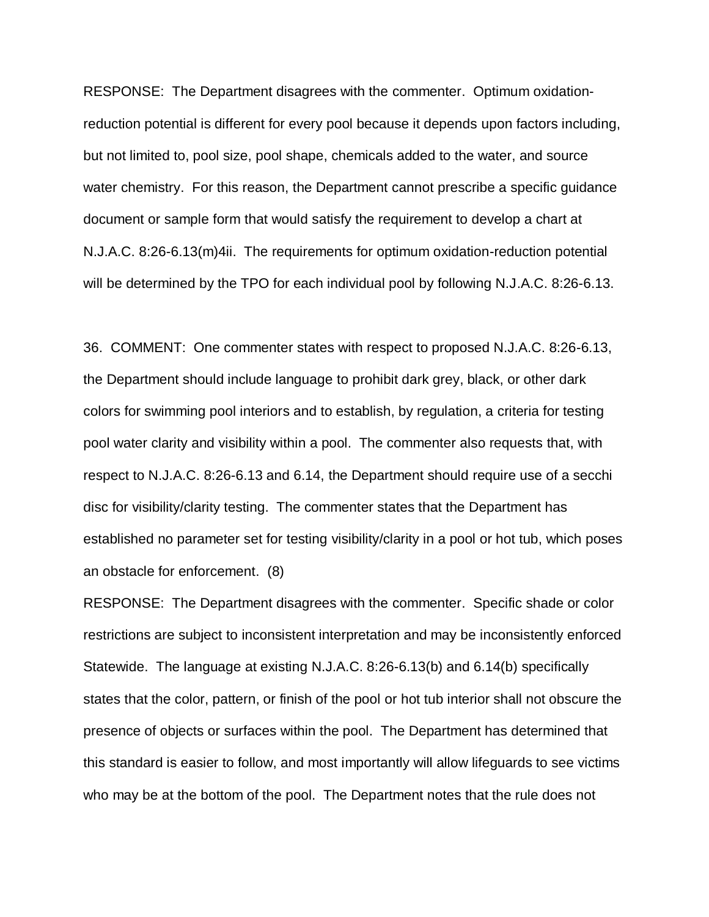RESPONSE: The Department disagrees with the commenter. Optimum oxidation-reduction potential is different for every pool because it depends upon factors including, but not limited to, pool size, pool shape, chemicals added to the water, and source water chemistry. For this reason, the Department cannot prescribe a specific guidance document or sample form that would satisfy the requirement to develop a chart at N.J.A.C. 8:26-6.13(m)4ii. The requirements for optimum oxidation-reduction potential will be determined by the TPO for each individual pool by following N.J.A.C. 8:26-6.13.

36. COMMENT: One commenter states with respect to proposed N.J.A.C. 8:26-6.13, the Department should include language to prohibit dark grey, black, or other dark colors for swimming pool interiors and to establish, by regulation, a criteria for testing pool water clarity and visibility within a pool. The commenter also requests that, with respect to N.J.A.C. 8:26-6.13 and 6.14, the Department should require use of a secchi disc for visibility/clarity testing. The commenter states that the Department has established no parameter set for testing visibility/clarity in a pool or hot tub, which poses an obstacle for enforcement. (8)

RESPONSE: The Department disagrees with the commenter. Specific shade or color restrictions are subject to inconsistent interpretation and may be inconsistently enforced Statewide. The language at existing N.J.A.C. 8:26-6.13(b) and 6.14(b) specifically states that the color, pattern, or finish of the pool or hot tub interior shall not obscure the presence of objects or surfaces within the pool. The Department has determined that this standard is easier to follow, and most importantly will allow lifeguards to see victims who may be at the bottom of the pool. The Department notes that the rule does not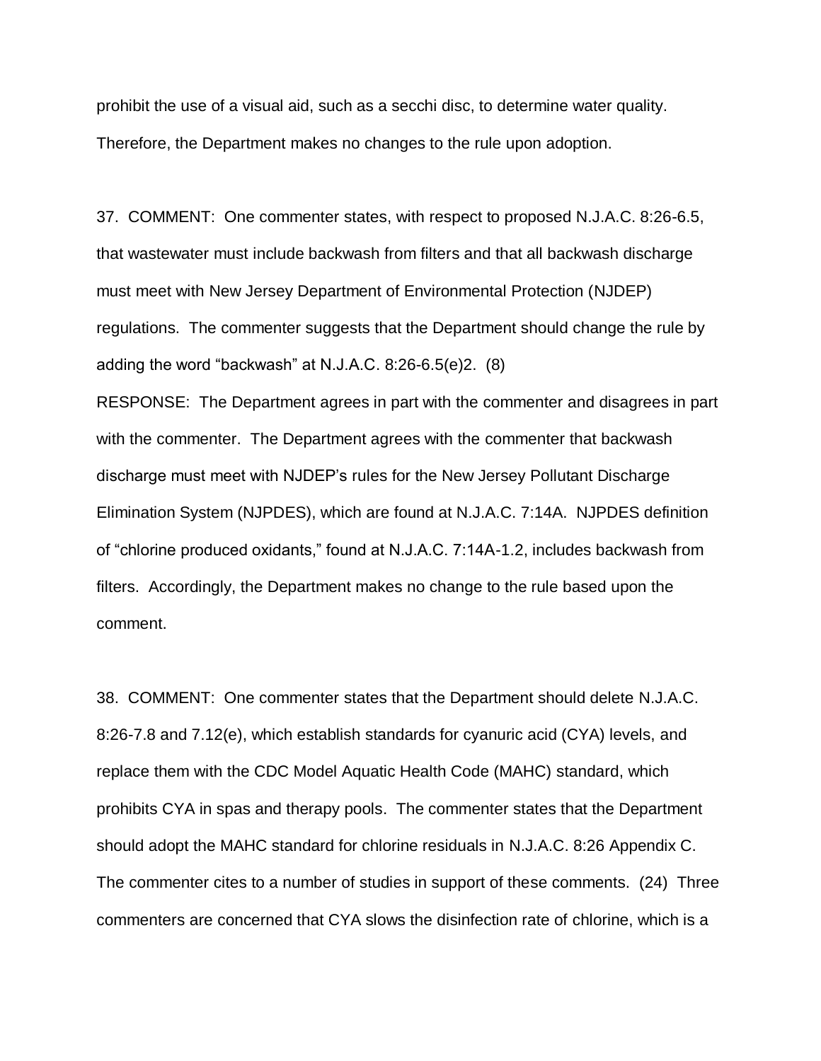prohibit the use of a visual aid, such as a secchi disc, to determine water quality. Therefore, the Department makes no changes to the rule upon adoption.

37. COMMENT: One commenter states, with respect to proposed N.J.A.C. 8:26-6.5, that wastewater must include backwash from filters and that all backwash discharge must meet with New Jersey Department of Environmental Protection (NJDEP) regulations. The commenter suggests that the Department should change the rule by adding the word "backwash" at N.J.A.C. 8:26-6.5(e)2. (8)

RESPONSE: The Department agrees in part with the commenter and disagrees in part with the commenter. The Department agrees with the commenter that backwash discharge must meet with NJDEP's rules for the New Jersey Pollutant Discharge Elimination System (NJPDES), which are found at N.J.A.C. 7:14A. NJPDES definition of "chlorine produced oxidants," found at N.J.A.C. 7:14A-1.2, includes backwash from filters. Accordingly, the Department makes no change to the rule based upon the comment.

38. COMMENT: One commenter states that the Department should delete N.J.A.C. 8:26-7.8 and 7.12(e), which establish standards for cyanuric acid (CYA) levels, and replace them with the CDC Model Aquatic Health Code (MAHC) standard, which prohibits CYA in spas and therapy pools. The commenter states that the Department should adopt the MAHC standard for chlorine residuals in N.J.A.C. 8:26 Appendix C. The commenter cites to a number of studies in support of these comments. (24) Three commenters are concerned that CYA slows the disinfection rate of chlorine, which is a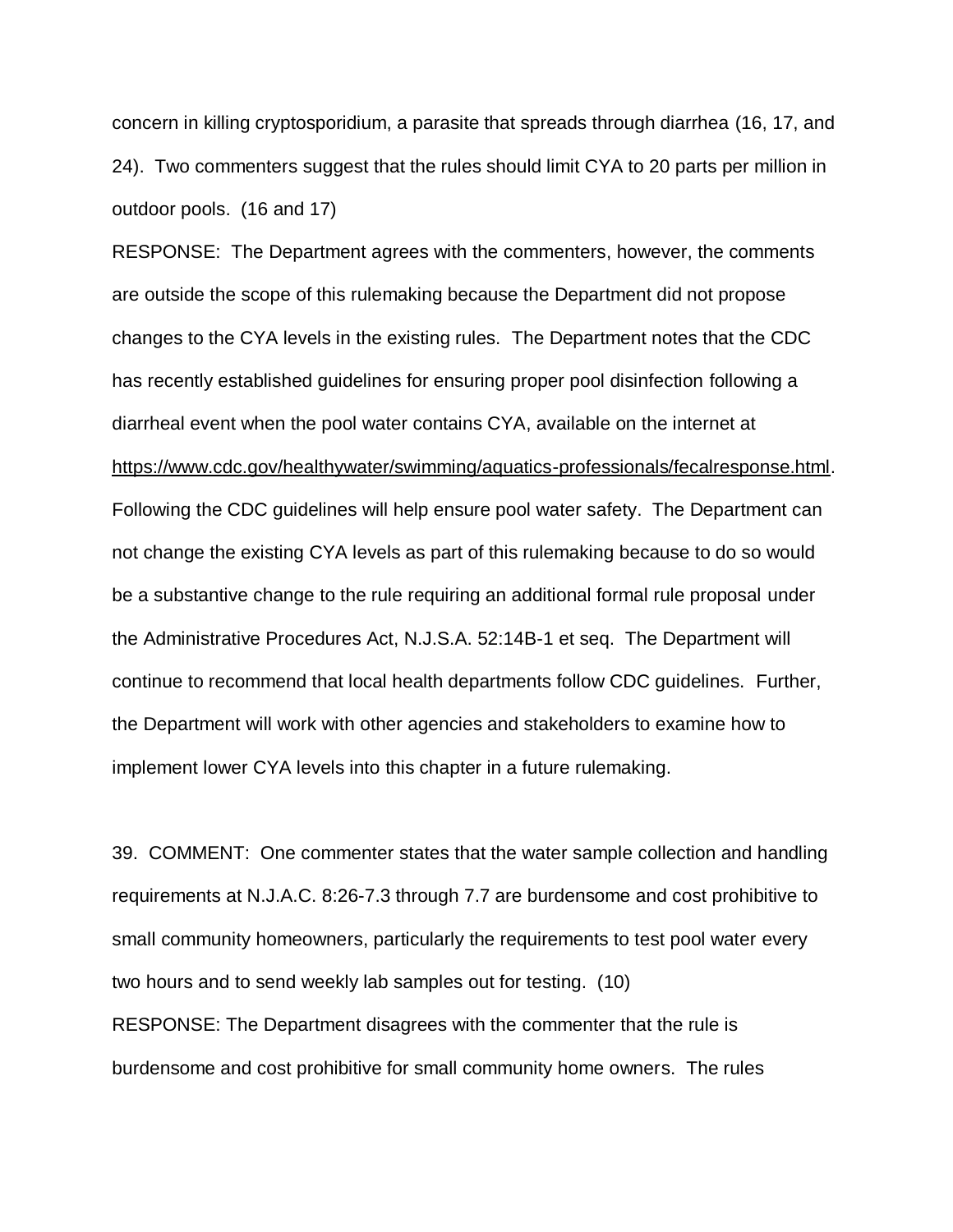concern in killing cryptosporidium, a parasite that spreads through diarrhea (16, 17, and 24). Two commenters suggest that the rules should limit CYA to 20 parts per million in outdoor pools. (16 and 17)

RESPONSE: The Department agrees with the commenters, however, the comments are outside the scope of this rulemaking because the Department did not propose changes to the CYA levels in the existing rules. The Department notes that the CDC has recently established guidelines for ensuring proper pool disinfection following a diarrheal event when the pool water contains CYA, available on the internet at https://www.cdc.gov/healthywater/swimming/aquatics-professionals/fecalresponse.html. Following the CDC guidelines will help ensure pool water safety. The Department can not change the existing CYA levels as part of this rulemaking because to do so would be a substantive change to the rule requiring an additional formal rule proposal under the Administrative Procedures Act, N.J.S.A. 52:14B-1 et seq. The Department will continue to recommend that local health departments follow CDC guidelines. Further, the Department will work with other agencies and stakeholders to examine how to implement lower CYA levels into this chapter in a future rulemaking.

39. COMMENT: One commenter states that the water sample collection and handling requirements at N.J.A.C. 8:26-7.3 through 7.7 are burdensome and cost prohibitive to small community homeowners, particularly the requirements to test pool water every two hours and to send weekly lab samples out for testing. (10)

RESPONSE: The Department disagrees with the commenter that the rule is burdensome and cost prohibitive for small community home owners. The rules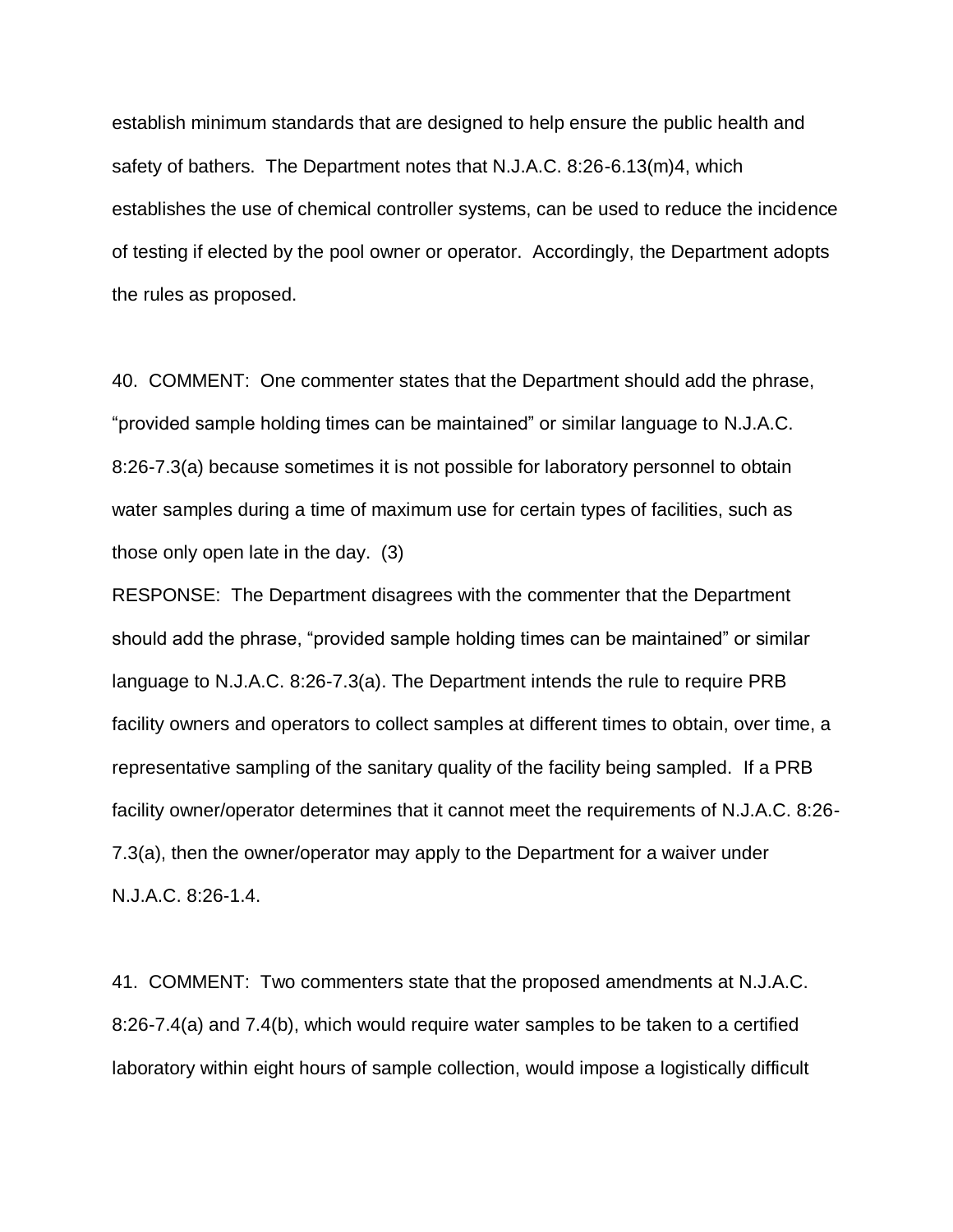establish minimum standards that are designed to help ensure the public health and safety of bathers. The Department notes that N.J.A.C. 8:26-6.13(m)4, which establishes the use of chemical controller systems, can be used to reduce the incidence of testing if elected by the pool owner or operator. Accordingly, the Department adopts the rules as proposed.

40. COMMENT: One commenter states that the Department should add the phrase, "provided sample holding times can be maintained" or similar language to N.J.A.C. 8:26-7.3(a) because sometimes it is not possible for laboratory personnel to obtain water samples during a time of maximum use for certain types of facilities, such as those only open late in the day. (3)

RESPONSE: The Department disagrees with the commenter that the Department should add the phrase, "provided sample holding times can be maintained" or similar language to N.J.A.C. 8:26-7.3(a). The Department intends the rule to require PRB facility owners and operators to collect samples at different times to obtain, over time, a representative sampling of the sanitary quality of the facility being sampled. If a PRB facility owner/operator determines that it cannot meet the requirements of N.J.A.C. 8:26-7.3(a), then the owner/operator may apply to the Department for a waiver under N.J.A.C. 8:26-1.4.

41. COMMENT: Two commenters state that the proposed amendments at N.J.A.C. 8:26-7.4(a) and 7.4(b), which would require water samples to be taken to a certified laboratory within eight hours of sample collection, would impose a logistically difficult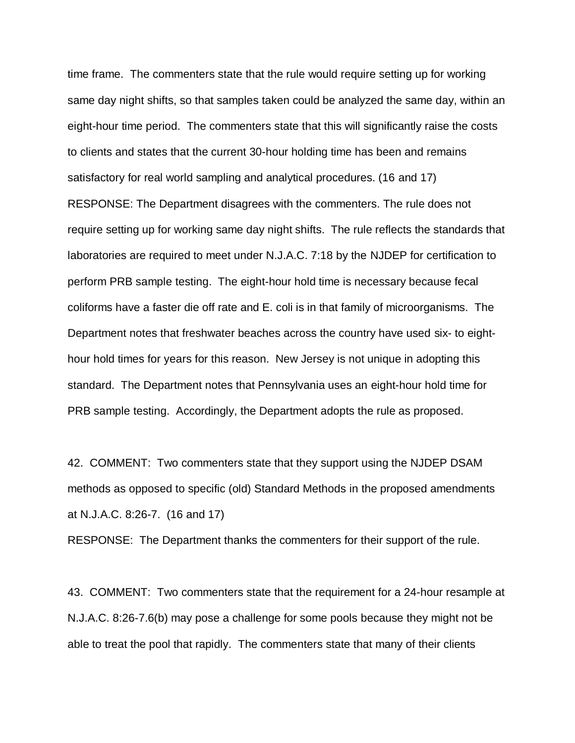time frame. The commenters state that the rule would require setting up for working same day night shifts, so that samples taken could be analyzed the same day, within an eight-hour time period. The commenters state that this will significantly raise the costs to clients and states that the current 30-hour holding time has been and remains satisfactory for real world sampling and analytical procedures. (16 and 17)

RESPONSE: The Department disagrees with the commenters. The rule does not require setting up for working same day night shifts. The rule reflects the standards that laboratories are required to meet under N.J.A.C. 7:18 by the NJDEP for certification to perform PRB sample testing. The eight-hour hold time is necessary because fecal coliforms have a faster die off rate and E. coli is in that family of microorganisms. The Department notes that freshwater beaches across the country have used six- to eight-hour hold times for years for this reason. New Jersey is not unique in adopting this standard. The Department notes that Pennsylvania uses an eight-hour hold time for PRB sample testing. Accordingly, the Department adopts the rule as proposed.

42. COMMENT: Two commenters state that they support using the NJDEP DSAM methods as opposed to specific (old) Standard Methods in the proposed amendments at N.J.A.C. 8:26-7. (16 and 17)

RESPONSE: The Department thanks the commenters for their support of the rule.

43. COMMENT: Two commenters state that the requirement for a 24-hour resample at N.J.A.C. 8:26-7.6(b) may pose a challenge for some pools because they might not be able to treat the pool that rapidly. The commenters state that many of their clients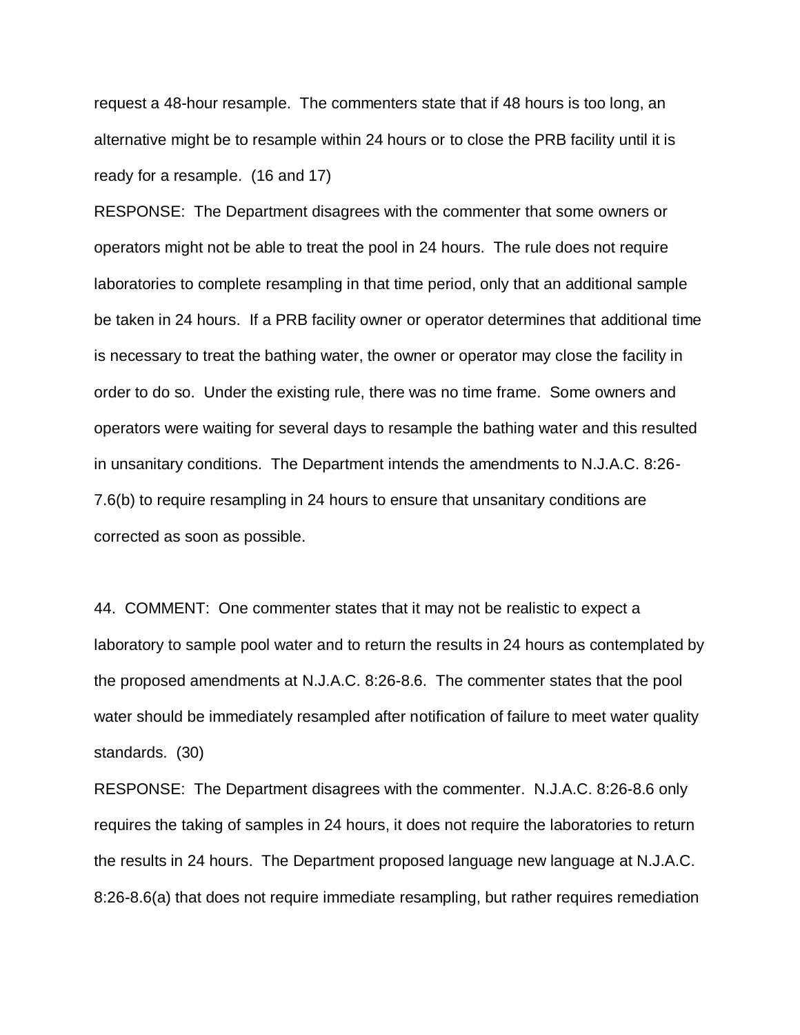request a 48-hour resample. The commenters state that if 48 hours is too long, an alternative might be to resample within 24 hours or to close the PRB facility until it is ready for a resample. (16 and 17)

RESPONSE: The Department disagrees with the commenter that some owners or operators might not be able to treat the pool in 24 hours. The rule does not require laboratories to complete resampling in that time period, only that an additional sample be taken in 24 hours. If a PRB facility owner or operator determines that additional time is necessary to treat the bathing water, the owner or operator may close the facility in order to do so. Under the existing rule, there was no time frame. Some owners and operators were waiting for several days to resample the bathing water and this resulted in unsanitary conditions. The Department intends the amendments to N.J.A.C. 8:26-7.6(b) to require resampling in 24 hours to ensure that unsanitary conditions are corrected as soon as possible.

44. COMMENT: One commenter states that it may not be realistic to expect a laboratory to sample pool water and to return the results in 24 hours as contemplated by the proposed amendments at N.J.A.C. 8:26-8.6. The commenter states that the pool water should be immediately resampled after notification of failure to meet water quality standards. (30)

RESPONSE: The Department disagrees with the commenter. N.J.A.C. 8:26-8.6 only requires the taking of samples in 24 hours, it does not require the laboratories to return the results in 24 hours. The Department proposed language new language at N.J.A.C. 8:26-8.6(a) that does not require immediate resampling, but rather requires remediation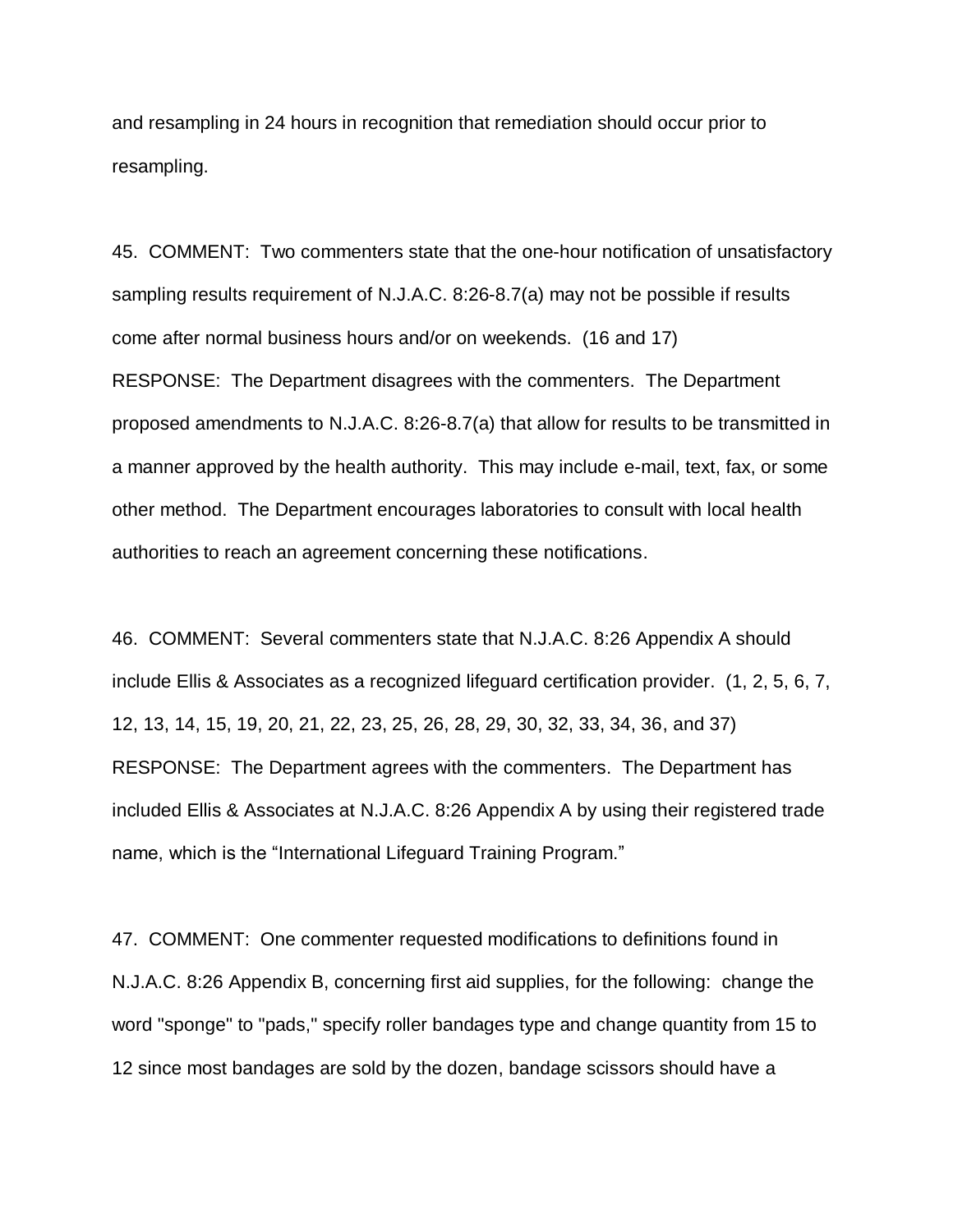and resampling in 24 hours in recognition that remediation should occur prior to resampling.

45. COMMENT: Two commenters state that the one-hour notification of unsatisfactory sampling results requirement of N.J.A.C. 8:26-8.7(a) may not be possible if results come after normal business hours and/or on weekends. (16 and 17)

RESPONSE: The Department disagrees with the commenters. The Department proposed amendments to N.J.A.C. 8:26-8.7(a) that allow for results to be transmitted in a manner approved by the health authority. This may include e-mail, text, fax, or some other method. The Department encourages laboratories to consult with local health authorities to reach an agreement concerning these notifications.

46. COMMENT: Several commenters state that N.J.A.C. 8:26 Appendix A should include Ellis & Associates as a recognized lifeguard certification provider. (1, 2, 5, 6, 7, 12, 13, 14, 15, 19, 20, 21, 22, 23, 25, 26, 28, 29, 30, 32, 33, 34, 36, and 37)

RESPONSE: The Department agrees with the commenters. The Department has included Ellis & Associates at N.J.A.C. 8:26 Appendix A by using their registered trade name, which is the "International Lifeguard Training Program."

47. COMMENT: One commenter requested modifications to definitions found in N.J.A.C. 8:26 Appendix B, concerning first aid supplies, for the following: change the word "sponge" to "pads," specify roller bandages type and change quantity from 15 to 12 since most bandages are sold by the dozen, bandage scissors should have a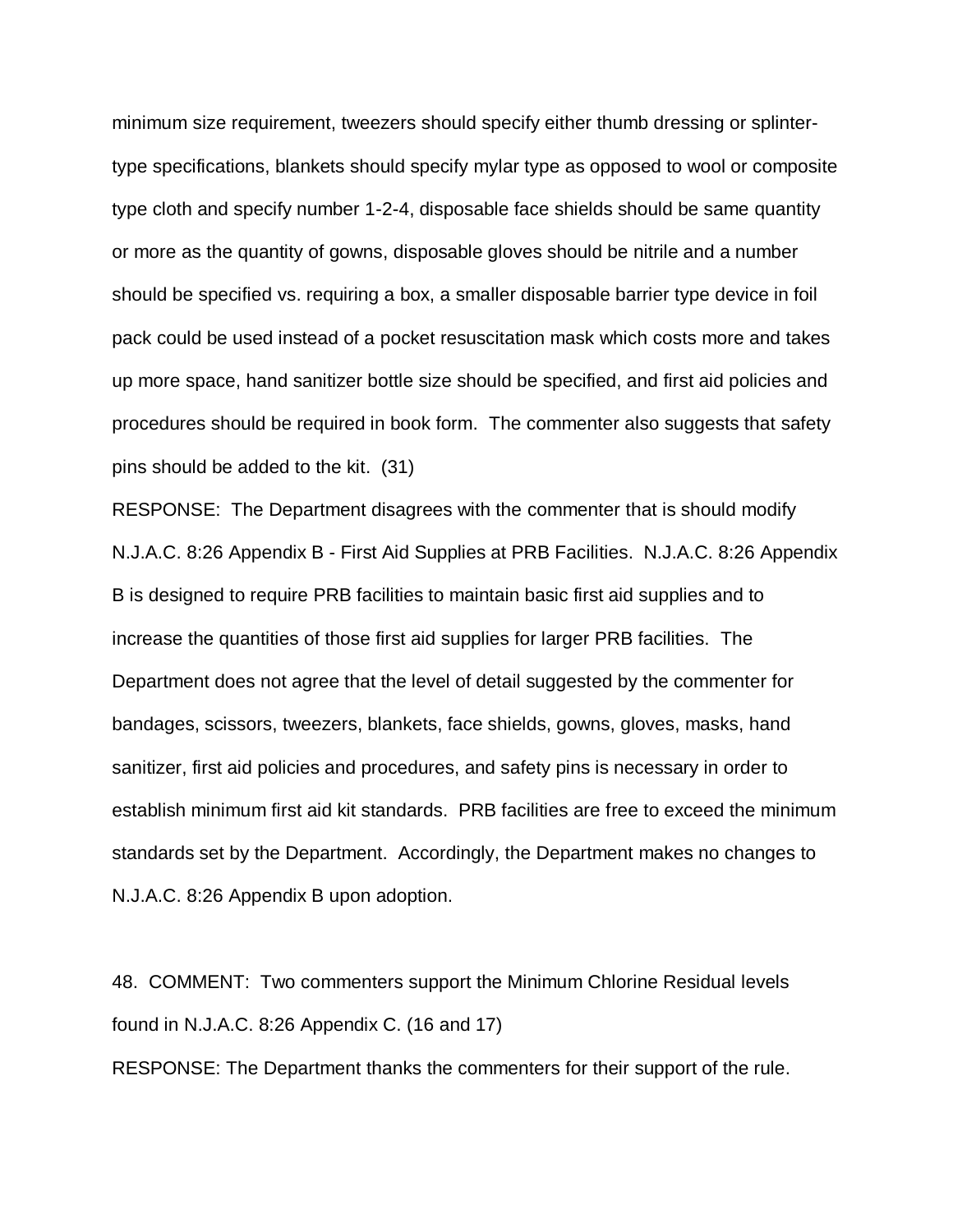minimum size requirement, tweezers should specify either thumb dressing or splinter-type specifications, blankets should specify mylar type as opposed to wool or composite type cloth and specify number 1-2-4, disposable face shields should be same quantity or more as the quantity of gowns, disposable gloves should be nitrile and a number should be specified vs. requiring a box, a smaller disposable barrier type device in foil pack could be used instead of a pocket resuscitation mask which costs more and takes up more space, hand sanitizer bottle size should be specified, and first aid policies and procedures should be required in book form. The commenter also suggests that safety pins should be added to the kit. (31)

RESPONSE: The Department disagrees with the commenter that is should modify N.J.A.C. 8:26 Appendix B - First Aid Supplies at PRB Facilities. N.J.A.C. 8:26 Appendix B is designed to require PRB facilities to maintain basic first aid supplies and to increase the quantities of those first aid supplies for larger PRB facilities. The Department does not agree that the level of detail suggested by the commenter for bandages, scissors, tweezers, blankets, face shields, gowns, gloves, masks, hand sanitizer, first aid policies and procedures, and safety pins is necessary in order to establish minimum first aid kit standards. PRB facilities are free to exceed the minimum standards set by the Department. Accordingly, the Department makes no changes to N.J.A.C. 8:26 Appendix B upon adoption.

48. COMMENT: Two commenters support the Minimum Chlorine Residual levels found in N.J.A.C. 8:26 Appendix C. (16 and 17)

RESPONSE: The Department thanks the commenters for their support of the rule.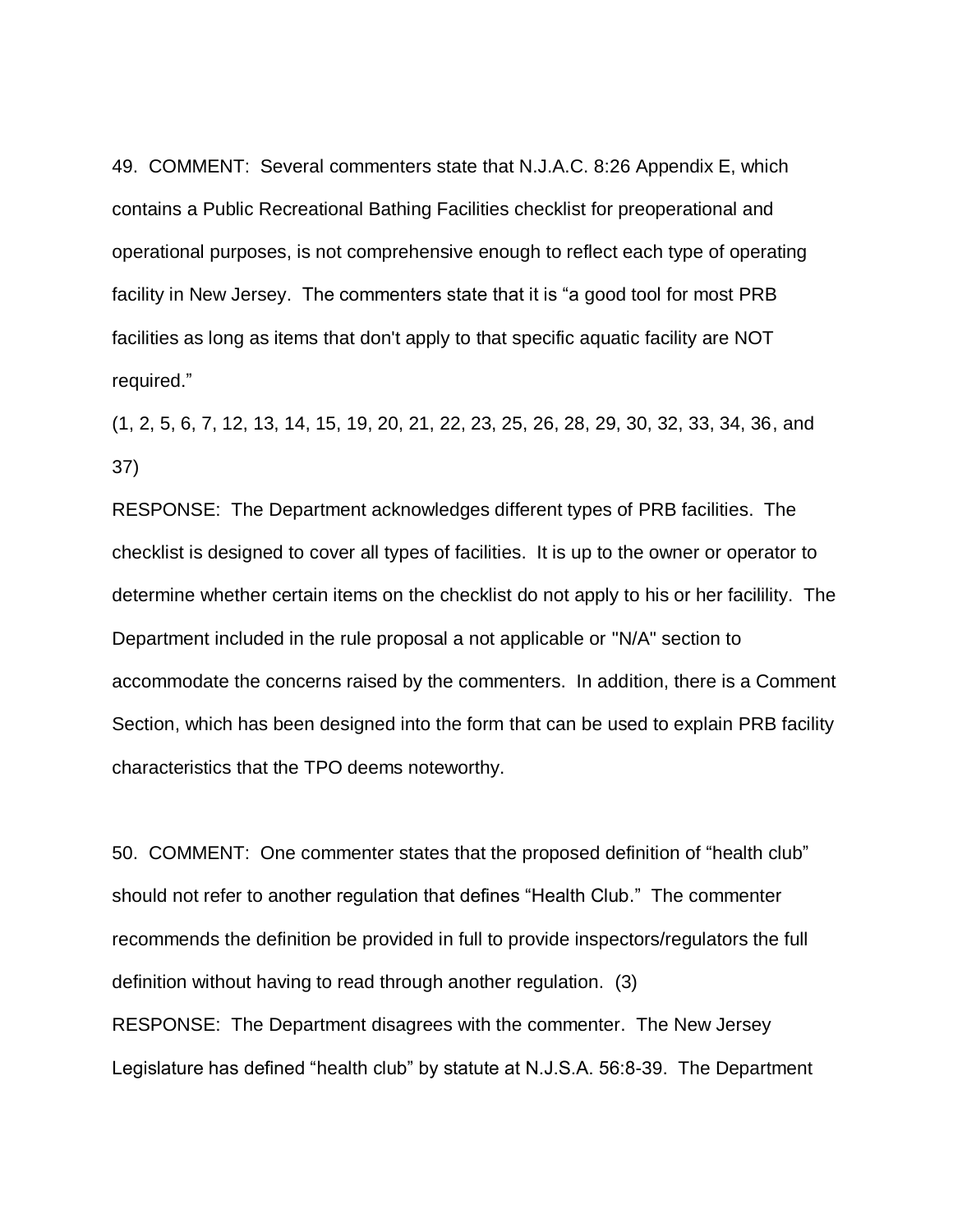49. COMMENT: Several commenters state that N.J.A.C. 8:26 Appendix E, which contains a Public Recreational Bathing Facilities checklist for preoperational and operational purposes, is not comprehensive enough to reflect each type of operating facility in New Jersey. The commenters state that it is "a good tool for most PRB facilities as long as items that don't apply to that specific aquatic facility are NOT required."

(1, 2, 5, 6, 7, 12, 13, 14, 15, 19, 20, 21, 22, 23, 25, 26, 28, 29, 30, 32, 33, 34, 36, and 37)

RESPONSE: The Department acknowledges different types of PRB facilities. The checklist is designed to cover all types of facilities. It is up to the owner or operator to determine whether certain items on the checklist do not apply to his or her facilility. The Department included in the rule proposal a not applicable or "N/A" section to accommodate the concerns raised by the commenters. In addition, there is a Comment Section, which has been designed into the form that can be used to explain PRB facility characteristics that the TPO deems noteworthy.

50. COMMENT: One commenter states that the proposed definition of "health club" should not refer to another regulation that defines "Health Club." The commenter recommends the definition be provided in full to provide inspectors/regulators the full definition without having to read through another regulation. (3)

RESPONSE: The Department disagrees with the commenter. The New Jersey Legislature has defined "health club" by statute at N.J.S.A. 56:8-39. The Department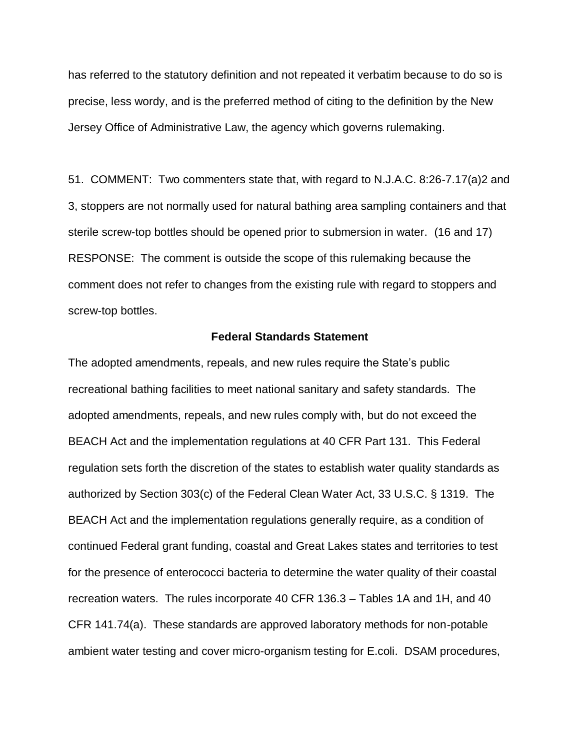has referred to the statutory definition and not repeated it verbatim because to do so is precise, less wordy, and is the preferred method of citing to the definition by the New Jersey Office of Administrative Law, the agency which governs rulemaking.

51. COMMENT: Two commenters state that, with regard to N.J.A.C. 8:26-7.17(a)2 and 3, stoppers are not normally used for natural bathing area sampling containers and that sterile screw-top bottles should be opened prior to submersion in water. (16 and 17)
RESPONSE: The comment is outside the scope of this rulemaking because the comment does not refer to changes from the existing rule with regard to stoppers and screw-top bottles.

**Federal Standards Statement**

The adopted amendments, repeals, and new rules require the State's public recreational bathing facilities to meet national sanitary and safety standards. The adopted amendments, repeals, and new rules comply with, but do not exceed the BEACH Act and the implementation regulations at 40 CFR Part 131. This Federal regulation sets forth the discretion of the states to establish water quality standards as authorized by Section 303(c) of the Federal Clean Water Act, 33 U.S.C. § 1319. The BEACH Act and the implementation regulations generally require, as a condition of continued Federal grant funding, coastal and Great Lakes states and territories to test for the presence of enterococci bacteria to determine the water quality of their coastal recreation waters. The rules incorporate 40 CFR 136.3 – Tables 1A and 1H, and 40 CFR 141.74(a). These standards are approved laboratory methods for non-potable ambient water testing and cover micro-organism testing for E.coli. DSAM procedures,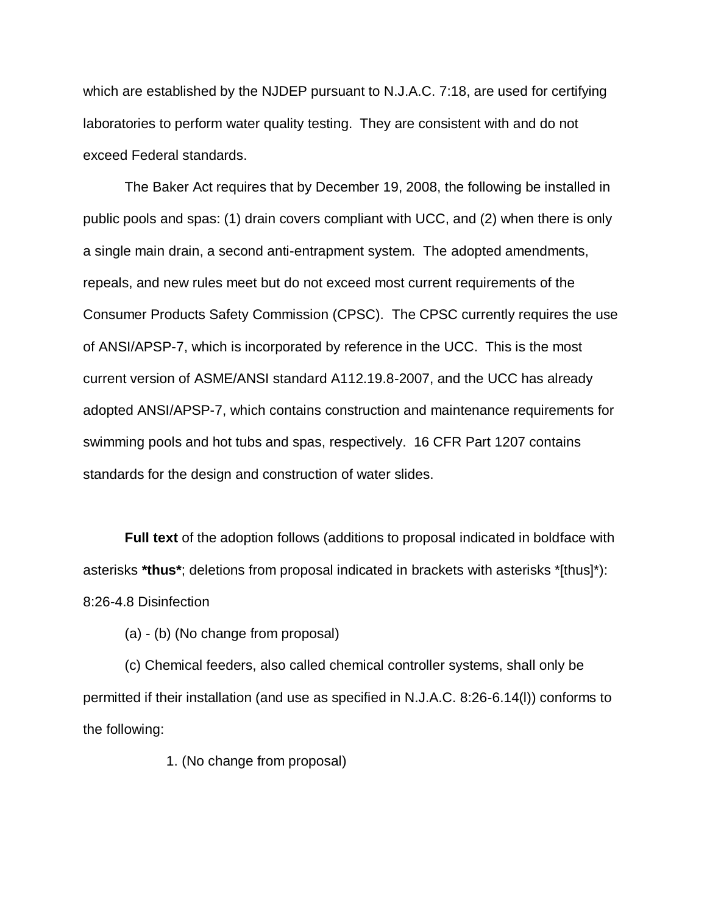which are established by the NJDEP pursuant to N.J.A.C. 7:18, are used for certifying laboratories to perform water quality testing. They are consistent with and do not exceed Federal standards.

The Baker Act requires that by December 19, 2008, the following be installed in public pools and spas: (1) drain covers compliant with UCC, and (2) when there is only a single main drain, a second anti-entrapment system. The adopted amendments, repeals, and new rules meet but do not exceed most current requirements of the Consumer Products Safety Commission (CPSC). The CPSC currently requires the use of ANSI/APSP-7, which is incorporated by reference in the UCC. This is the most current version of ASME/ANSI standard A112.19.8-2007, and the UCC has already adopted ANSI/APSP-7, which contains construction and maintenance requirements for swimming pools and hot tubs and spas, respectively. 16 CFR Part 1207 contains standards for the design and construction of water slides.

**Full text** of the adoption follows (additions to proposal indicated in boldface with asterisks ***thus***; deletions from proposal indicated in brackets with asterisks *[thus]*):

8:26-4.8 Disinfection

(a) - (b) (No change from proposal)

(c) Chemical feeders, also called chemical controller systems, shall only be permitted if their installation (and use as specified in N.J.A.C. 8:26-6.14(l)) conforms to the following:

1. (No change from proposal)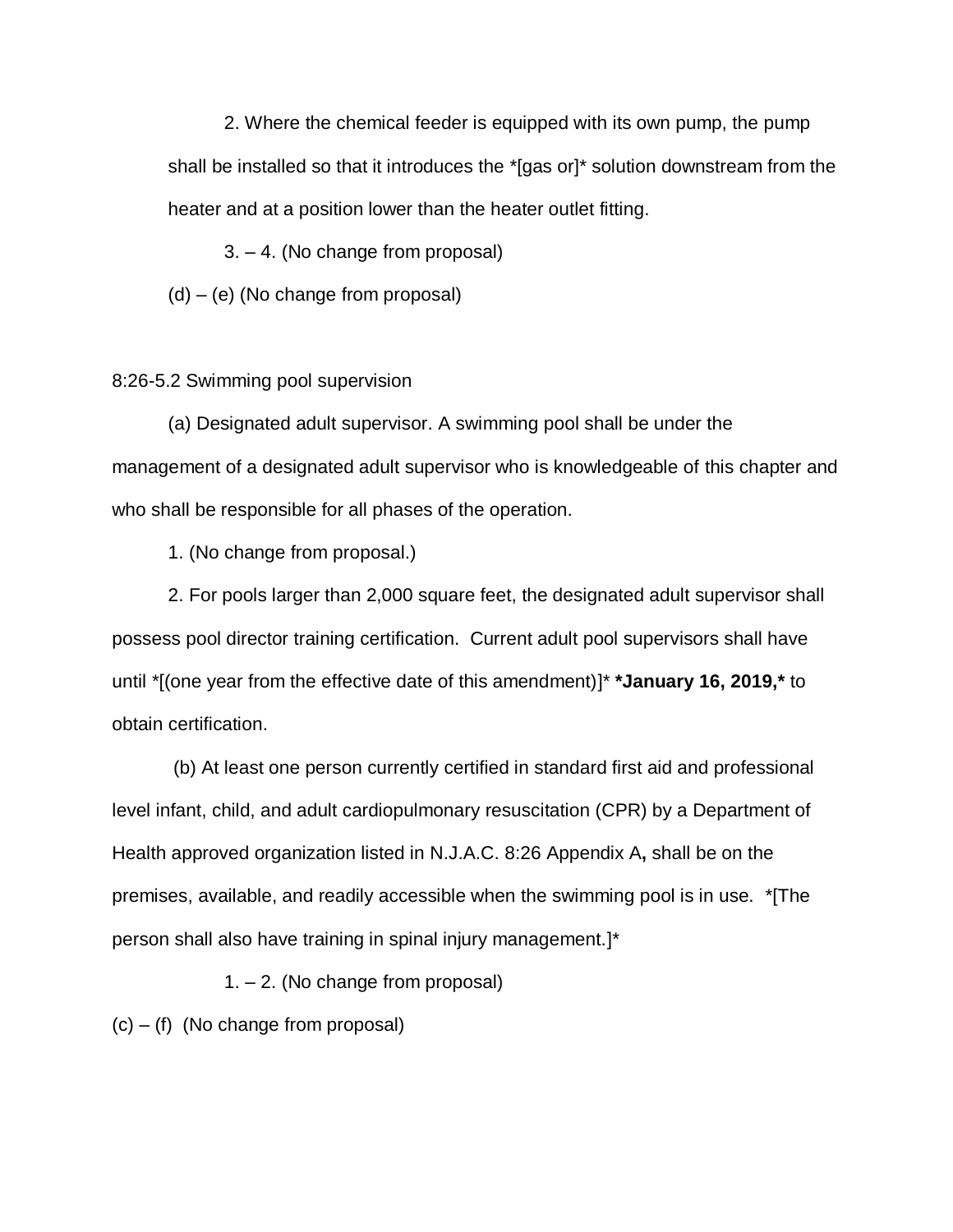2. Where the chemical feeder is equipped with its own pump, the pump shall be installed so that it introduces the *[gas or]* solution downstream from the heater and at a position lower than the heater outlet fitting.

3. – 4. (No change from proposal)

(d) – (e) (No change from proposal)

8:26-5.2 Swimming pool supervision

(a) Designated adult supervisor. A swimming pool shall be under the management of a designated adult supervisor who is knowledgeable of this chapter and who shall be responsible for all phases of the operation.

1. (No change from proposal.)

2. For pools larger than 2,000 square feet, the designated adult supervisor shall possess pool director training certification. Current adult pool supervisors shall have until *[(one year from the effective date of this amendment)]* **\*January 16, 2019,\*** to obtain certification.

(b) At least one person currently certified in standard first aid and professional level infant, child, and adult cardiopulmonary resuscitation (CPR) by a Department of Health approved organization listed in N.J.A.C. 8:26 Appendix A**,** shall be on the premises, available, and readily accessible when the swimming pool is in use. *[The person shall also have training in spinal injury management.]*

1. – 2. (No change from proposal)

(c) – (f) (No change from proposal)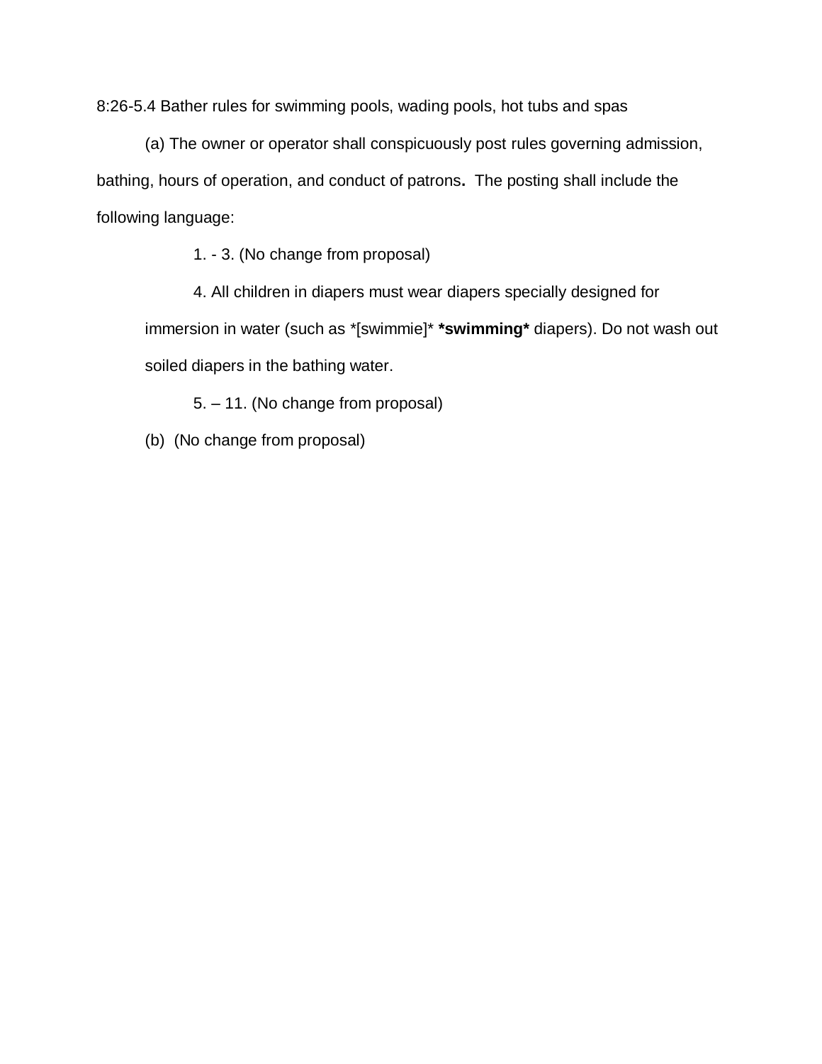8:26-5.4 Bather rules for swimming pools, wading pools, hot tubs and spas

(a) The owner or operator shall conspicuously post rules governing admission, bathing, hours of operation, and conduct of patrons. The posting shall include the following language:

1. - 3. (No change from proposal)

4. All children in diapers must wear diapers specially designed for immersion in water (such as *[swimmie]* **\*swimming\*** diapers). Do not wash out soiled diapers in the bathing water.

5. – 11. (No change from proposal)

(b) (No change from proposal)